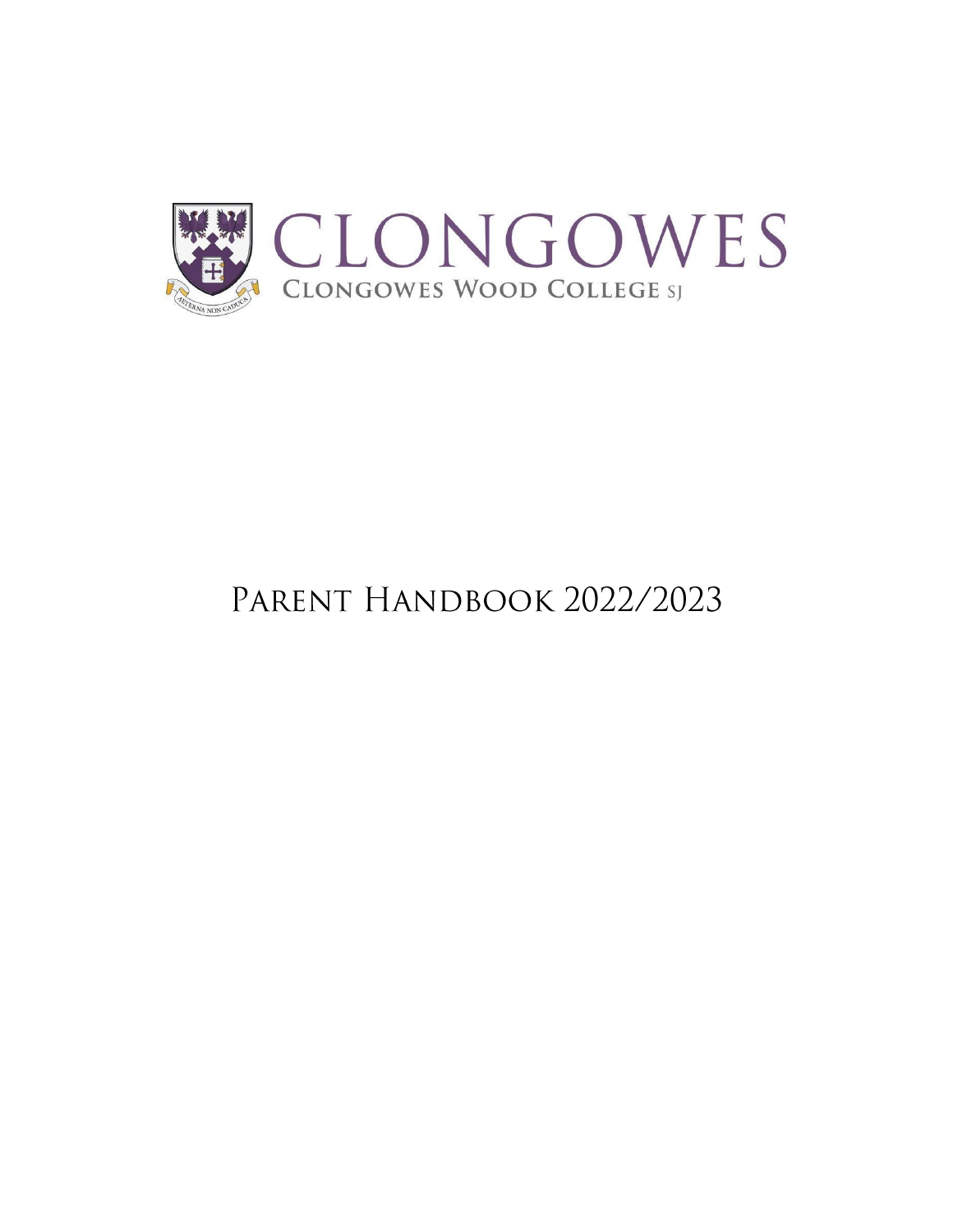# CLONGOWES

**CLONGOWES WOOD COLLEGE SJ**

AETERNA NON CADUCA

# Parent Handbook 2022/2023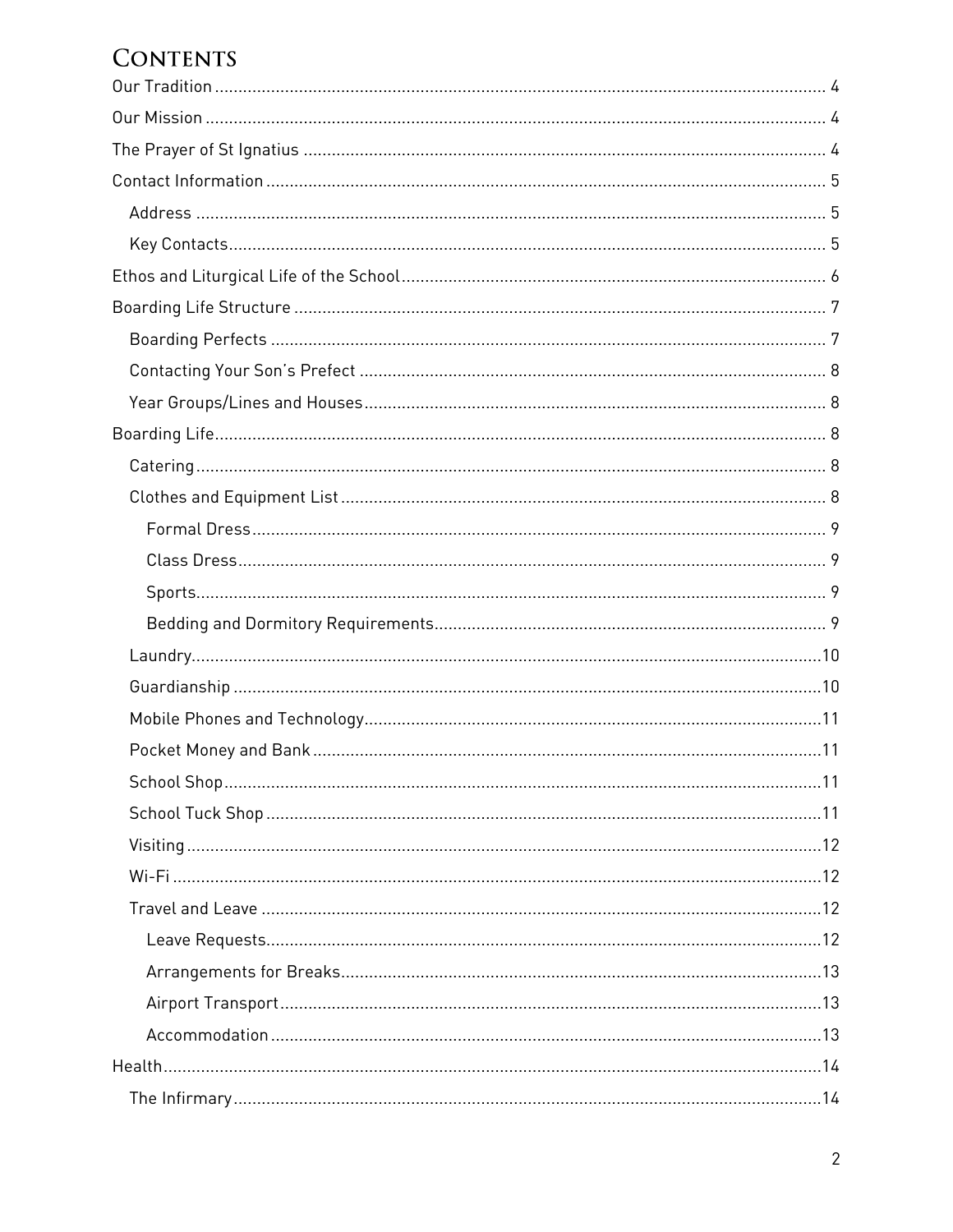# CONTENTS

Our Tradition ..... 4

Our Mission ..... 4

The Prayer of St Ignatius ..... 4

Contact Information ..... 5

- Address ..... 5
- Key Contacts ..... 5

Ethos and Liturgical Life of the School ..... 6

Boarding Life Structure ..... 7

- Boarding Perfects ..... 7
- Contacting Your Son's Prefect ..... 8
- Year Groups/Lines and Houses ..... 8

Boarding Life ..... 8

- Catering ..... 8
- Clothes and Equipment List ..... 8
  - Formal Dress ..... 9
  - Class Dress ..... 9
  - Sports ..... 9
  - Bedding and Dormitory Requirements ..... 9
- Laundry ..... 10
- Guardianship ..... 10
- Mobile Phones and Technology ..... 11
- Pocket Money and Bank ..... 11
- School Shop ..... 11
- School Tuck Shop ..... 11
- Visiting ..... 12
- Wi-Fi ..... 12
- Travel and Leave ..... 12
  - Leave Requests ..... 12
  - Arrangements for Breaks ..... 13
  - Airport Transport ..... 13
  - Accommodation ..... 13

Health ..... 14

- The Infirmary ..... 14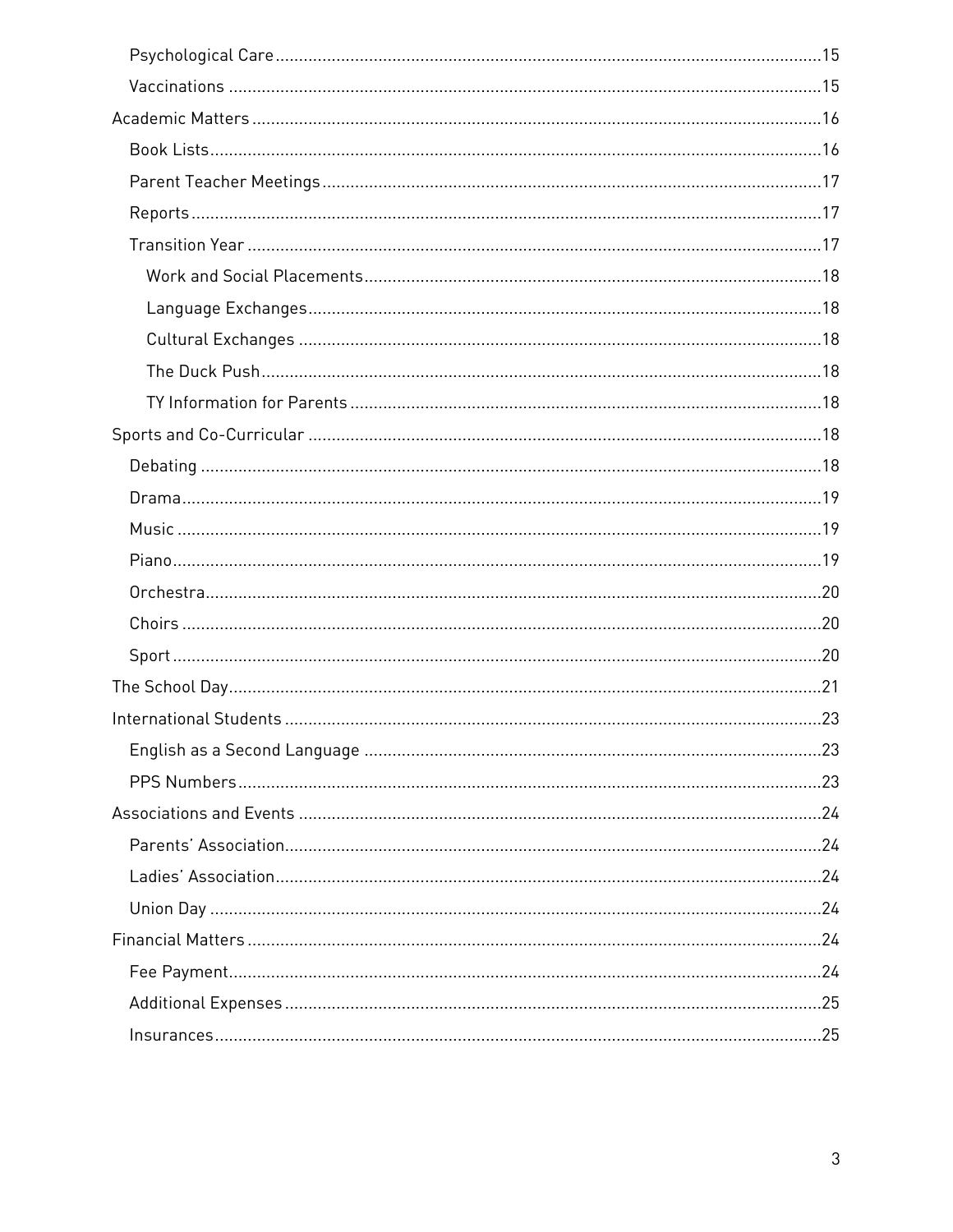- Psychological Care ... 15
- Vaccinations ... 15

Academic Matters ... 16

- Book Lists ... 16
- Parent Teacher Meetings ... 17
- Reports ... 17
- Transition Year ... 17
  - Work and Social Placements ... 18
  - Language Exchanges ... 18
  - Cultural Exchanges ... 18
  - The Duck Push ... 18
  - TY Information for Parents ... 18

Sports and Co-Curricular ... 18

- Debating ... 18
- Drama ... 19
- Music ... 19
- Piano ... 19
- Orchestra ... 20
- Choirs ... 20
- Sport ... 20

The School Day ... 21

International Students ... 23

- English as a Second Language ... 23
- PPS Numbers ... 23

Associations and Events ... 24

- Parents' Association ... 24
- Ladies' Association ... 24
- Union Day ... 24

Financial Matters ... 24

- Fee Payment ... 24
- Additional Expenses ... 25
- Insurances ... 25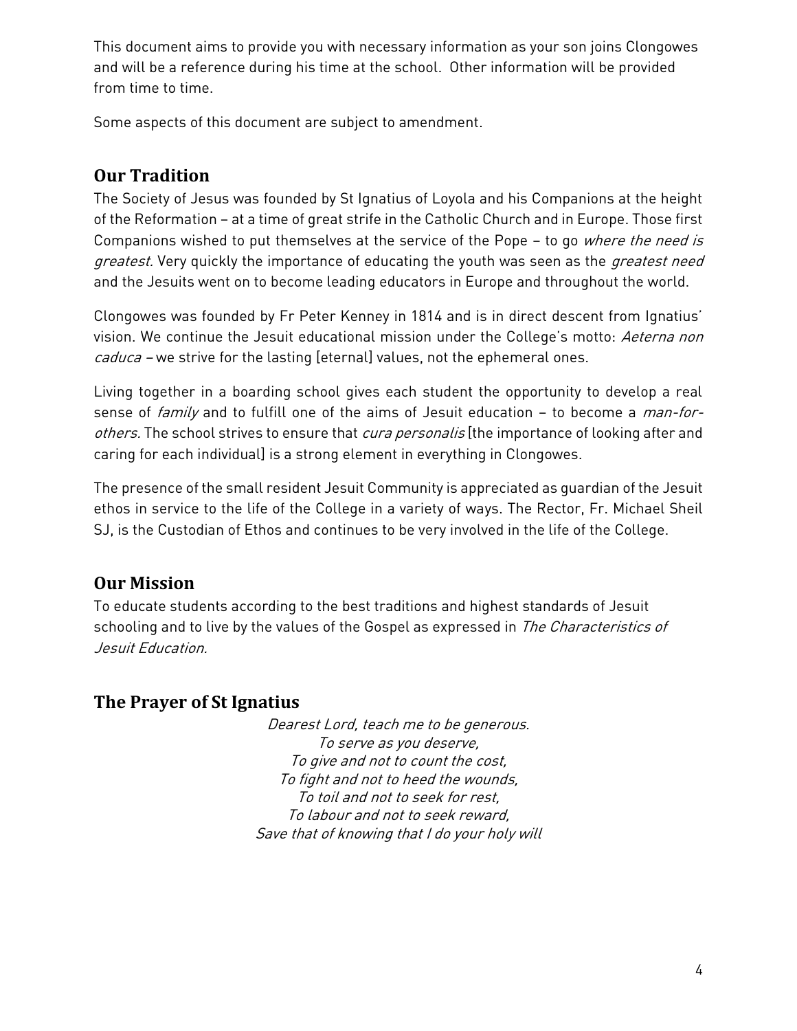This document aims to provide you with necessary information as your son joins Clongowes and will be a reference during his time at the school. Other information will be provided from time to time.

Some aspects of this document are subject to amendment.

## Our Tradition

The Society of Jesus was founded by St Ignatius of Loyola and his Companions at the height of the Reformation – at a time of great strife in the Catholic Church and in Europe. Those first Companions wished to put themselves at the service of the Pope – to go *where the need is greatest.* Very quickly the importance of educating the youth was seen as the *greatest need* and the Jesuits went on to become leading educators in Europe and throughout the world.

Clongowes was founded by Fr Peter Kenney in 1814 and is in direct descent from Ignatius' vision. We continue the Jesuit educational mission under the College's motto: *Aeterna non caduca* – we strive for the lasting [eternal] values, not the ephemeral ones.

Living together in a boarding school gives each student the opportunity to develop a real sense of *family* and to fulfill one of the aims of Jesuit education – to become a *man-for-others.* The school strives to ensure that *cura personalis* [the importance of looking after and caring for each individual] is a strong element in everything in Clongowes.

The presence of the small resident Jesuit Community is appreciated as guardian of the Jesuit ethos in service to the life of the College in a variety of ways. The Rector, Fr. Michael Sheil SJ, is the Custodian of Ethos and continues to be very involved in the life of the College.

## Our Mission

To educate students according to the best traditions and highest standards of Jesuit schooling and to live by the values of the Gospel as expressed in *The Characteristics of Jesuit Education.*

## The Prayer of St Ignatius

*Dearest Lord, teach me to be generous.*
*To serve as you deserve,*
*To give and not to count the cost,*
*To fight and not to heed the wounds,*
*To toil and not to seek for rest,*
*To labour and not to seek reward,*
*Save that of knowing that I do your holy will*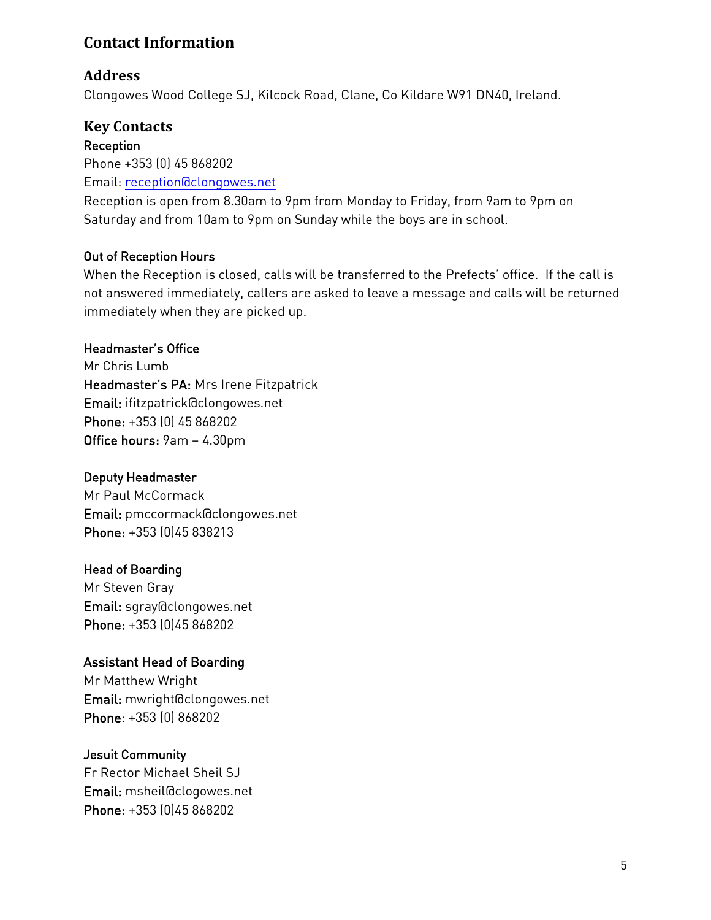## Contact Information

### Address

Clongowes Wood College SJ, Kilcock Road, Clane, Co Kildare W91 DN40, Ireland.

### Key Contacts

**Reception**
Phone +353 (0) 45 868202
Email: reception@clongowes.net
Reception is open from 8.30am to 9pm from Monday to Friday, from 9am to 9pm on Saturday and from 10am to 9pm on Sunday while the boys are in school.

**Out of Reception Hours**
When the Reception is closed, calls will be transferred to the Prefects' office. If the call is not answered immediately, callers are asked to leave a message and calls will be returned immediately when they are picked up.

**Headmaster's Office**
Mr Chris Lumb
**Headmaster's PA:** Mrs Irene Fitzpatrick
**Email:** ifitzpatrick@clongowes.net
**Phone:** +353 (0) 45 868202
**Office hours:** 9am – 4.30pm

**Deputy Headmaster**
Mr Paul McCormack
**Email:** pmccormack@clongowes.net
**Phone:** +353 (0)45 838213

**Head of Boarding**
Mr Steven Gray
**Email:** sgray@clongowes.net
**Phone:** +353 (0)45 868202

**Assistant Head of Boarding**
Mr Matthew Wright
**Email:** mwright@clongowes.net
**Phone**: +353 (0) 868202

**Jesuit Community**
Fr Rector Michael Sheil SJ
**Email:** msheil@clogowes.net
**Phone:** +353 (0)45 868202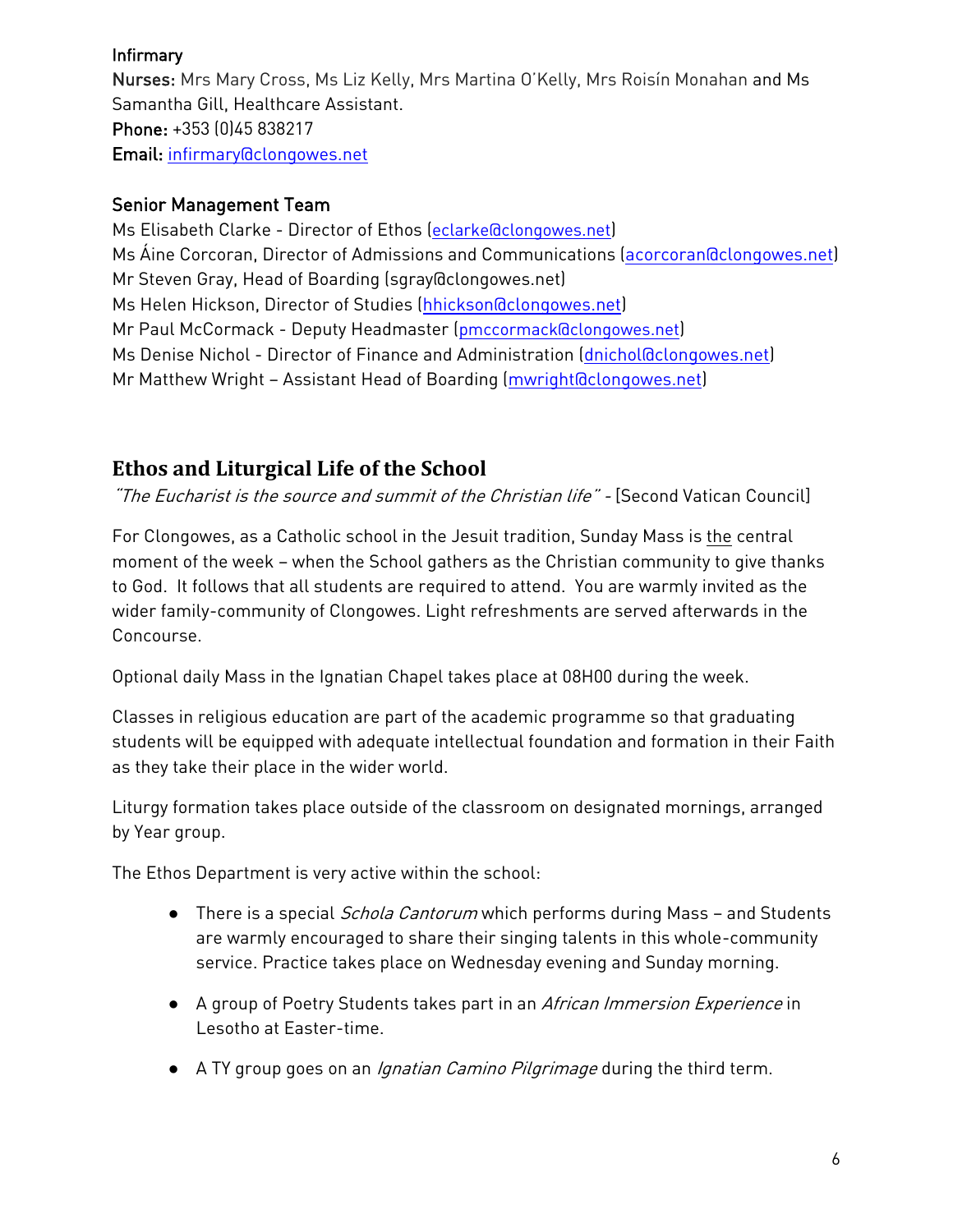Infirmary
**Nurses:** Mrs Mary Cross, Ms Liz Kelly, Mrs Martina O'Kelly, Mrs Roisín Monahan and Ms Samantha Gill, Healthcare Assistant.
**Phone:** +353 (0)45 838217
**Email:** infirmary@clongowes.net

## Senior Management Team

Ms Elisabeth Clarke - Director of Ethos (eclarke@clongowes.net)
Ms Áine Corcoran, Director of Admissions and Communications (acorcoran@clongowes.net)
Mr Steven Gray, Head of Boarding (sgray@clongowes.net)
Ms Helen Hickson, Director of Studies (hhickson@clongowes.net)
Mr Paul McCormack - Deputy Headmaster (pmccormack@clongowes.net)
Ms Denise Nichol - Director of Finance and Administration (dnichol@clongowes.net)
Mr Matthew Wright – Assistant Head of Boarding (mwright@clongowes.net)

## Ethos and Liturgical Life of the School

*"The Eucharist is the source and summit of the Christian life"* - [Second Vatican Council]

For Clongowes, as a Catholic school in the Jesuit tradition, Sunday Mass is <u>the</u> central moment of the week – when the School gathers as the Christian community to give thanks to God. It follows that all students are required to attend. You are warmly invited as the wider family-community of Clongowes. Light refreshments are served afterwards in the Concourse.

Optional daily Mass in the Ignatian Chapel takes place at 08H00 during the week.

Classes in religious education are part of the academic programme so that graduating students will be equipped with adequate intellectual foundation and formation in their Faith as they take their place in the wider world.

Liturgy formation takes place outside of the classroom on designated mornings, arranged by Year group.

The Ethos Department is very active within the school:

- There is a special *Schola Cantorum* which performs during Mass – and Students are warmly encouraged to share their singing talents in this whole-community service. Practice takes place on Wednesday evening and Sunday morning.
- A group of Poetry Students takes part in an *African Immersion Experience* in Lesotho at Easter-time.
- A TY group goes on an *Ignatian Camino Pilgrimage* during the third term.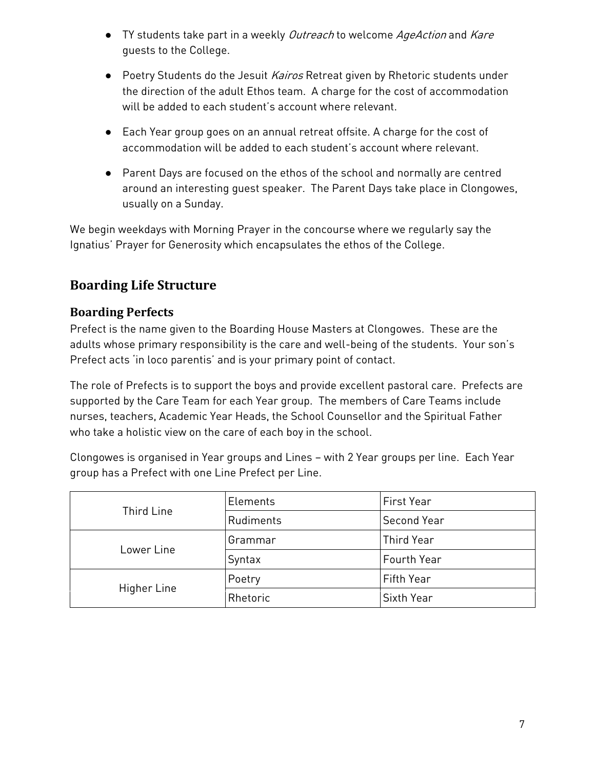- TY students take part in a weekly *Outreach* to welcome *AgeAction* and *Kare* guests to the College.
- Poetry Students do the Jesuit *Kairos* Retreat given by Rhetoric students under the direction of the adult Ethos team. A charge for the cost of accommodation will be added to each student's account where relevant.
- Each Year group goes on an annual retreat offsite. A charge for the cost of accommodation will be added to each student's account where relevant.
- Parent Days are focused on the ethos of the school and normally are centred around an interesting guest speaker. The Parent Days take place in Clongowes, usually on a Sunday.

We begin weekdays with Morning Prayer in the concourse where we regularly say the Ignatius' Prayer for Generosity which encapsulates the ethos of the College.

## Boarding Life Structure

### Boarding Perfects

Prefect is the name given to the Boarding House Masters at Clongowes. These are the adults whose primary responsibility is the care and well-being of the students. Your son's Prefect acts 'in loco parentis' and is your primary point of contact.

The role of Prefects is to support the boys and provide excellent pastoral care. Prefects are supported by the Care Team for each Year group. The members of Care Teams include nurses, teachers, Academic Year Heads, the School Counsellor and the Spiritual Father who take a holistic view on the care of each boy in the school.

Clongowes is organised in Year groups and Lines – with 2 Year groups per line. Each Year group has a Prefect with one Line Prefect per Line.

| | | |
|---|---|---|
| Third Line | Elements | First Year |
| | Rudiments | Second Year |
| Lower Line | Grammar | Third Year |
| | Syntax | Fourth Year |
| Higher Line | Poetry | Fifth Year |
| | Rhetoric | Sixth Year |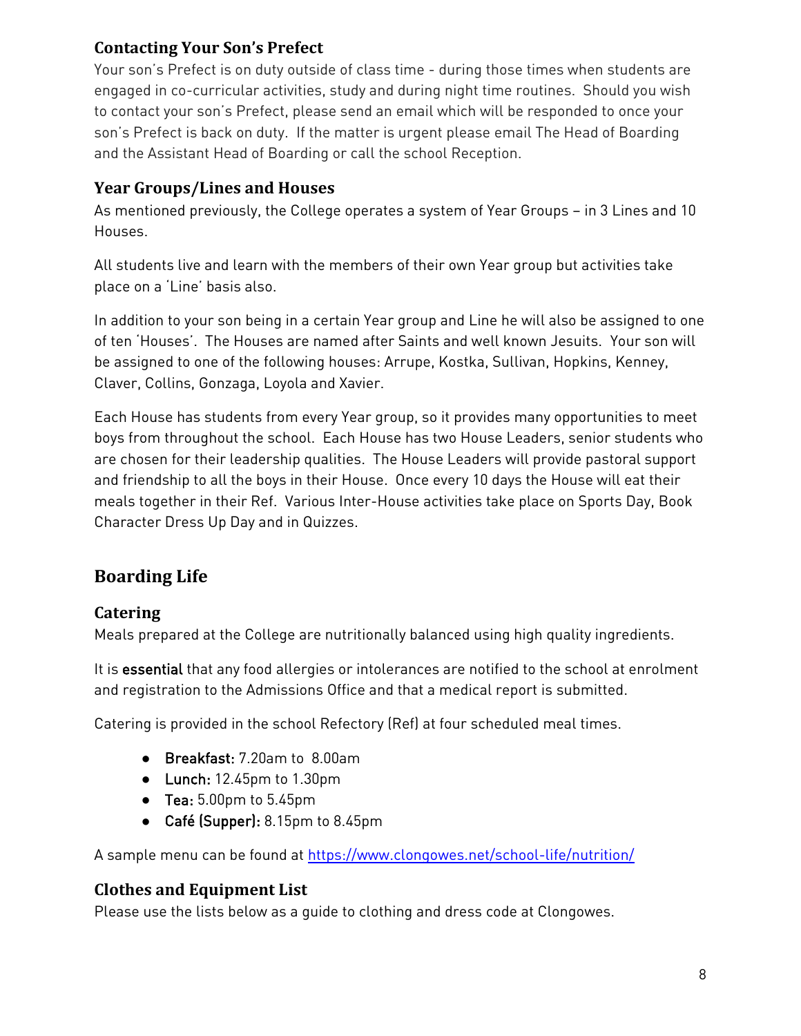### Contacting Your Son's Prefect

Your son's Prefect is on duty outside of class time - during those times when students are engaged in co-curricular activities, study and during night time routines. Should you wish to contact your son's Prefect, please send an email which will be responded to once your son's Prefect is back on duty. If the matter is urgent please email The Head of Boarding and the Assistant Head of Boarding or call the school Reception.

### Year Groups/Lines and Houses

As mentioned previously, the College operates a system of Year Groups – in 3 Lines and 10 Houses.

All students live and learn with the members of their own Year group but activities take place on a 'Line' basis also.

In addition to your son being in a certain Year group and Line he will also be assigned to one of ten 'Houses'. The Houses are named after Saints and well known Jesuits. Your son will be assigned to one of the following houses: Arrupe, Kostka, Sullivan, Hopkins, Kenney, Claver, Collins, Gonzaga, Loyola and Xavier.

Each House has students from every Year group, so it provides many opportunities to meet boys from throughout the school. Each House has two House Leaders, senior students who are chosen for their leadership qualities. The House Leaders will provide pastoral support and friendship to all the boys in their House. Once every 10 days the House will eat their meals together in their Ref. Various Inter-House activities take place on Sports Day, Book Character Dress Up Day and in Quizzes.

## Boarding Life

### Catering

Meals prepared at the College are nutritionally balanced using high quality ingredients.

It is **essential** that any food allergies or intolerances are notified to the school at enrolment and registration to the Admissions Office and that a medical report is submitted.

Catering is provided in the school Refectory (Ref) at four scheduled meal times.

- **Breakfast:** 7.20am to 8.00am
- **Lunch:** 12.45pm to 1.30pm
- **Tea:** 5.00pm to 5.45pm
- **Café (Supper):** 8.15pm to 8.45pm

A sample menu can be found at https://www.clongowes.net/school-life/nutrition/

### Clothes and Equipment List

Please use the lists below as a guide to clothing and dress code at Clongowes.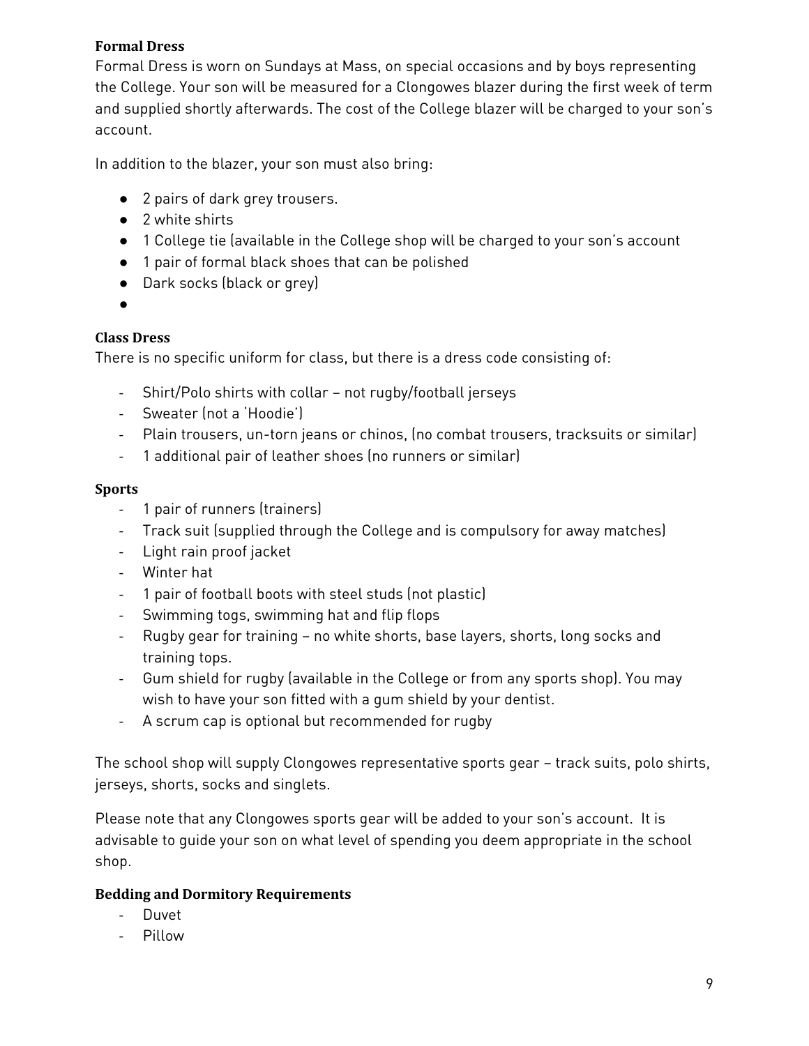**Formal Dress**

Formal Dress is worn on Sundays at Mass, on special occasions and by boys representing the College. Your son will be measured for a Clongowes blazer during the first week of term and supplied shortly afterwards. The cost of the College blazer will be charged to your son's account.

In addition to the blazer, your son must also bring:

- 2 pairs of dark grey trousers.
- 2 white shirts
- 1 College tie (available in the College shop will be charged to your son's account
- 1 pair of formal black shoes that can be polished
- Dark socks (black or grey)

**Class Dress**

There is no specific uniform for class, but there is a dress code consisting of:

- Shirt/Polo shirts with collar – not rugby/football jerseys
- Sweater (not a 'Hoodie')
- Plain trousers, un-torn jeans or chinos, (no combat trousers, tracksuits or similar)
- 1 additional pair of leather shoes (no runners or similar)

**Sports**

- 1 pair of runners (trainers)
- Track suit (supplied through the College and is compulsory for away matches)
- Light rain proof jacket
- Winter hat
- 1 pair of football boots with steel studs (not plastic)
- Swimming togs, swimming hat and flip flops
- Rugby gear for training – no white shorts, base layers, shorts, long socks and training tops.
- Gum shield for rugby (available in the College or from any sports shop). You may wish to have your son fitted with a gum shield by your dentist.
- A scrum cap is optional but recommended for rugby

The school shop will supply Clongowes representative sports gear – track suits, polo shirts, jerseys, shorts, socks and singlets.

Please note that any Clongowes sports gear will be added to your son's account. It is advisable to guide your son on what level of spending you deem appropriate in the school shop.

**Bedding and Dormitory Requirements**

- Duvet
- Pillow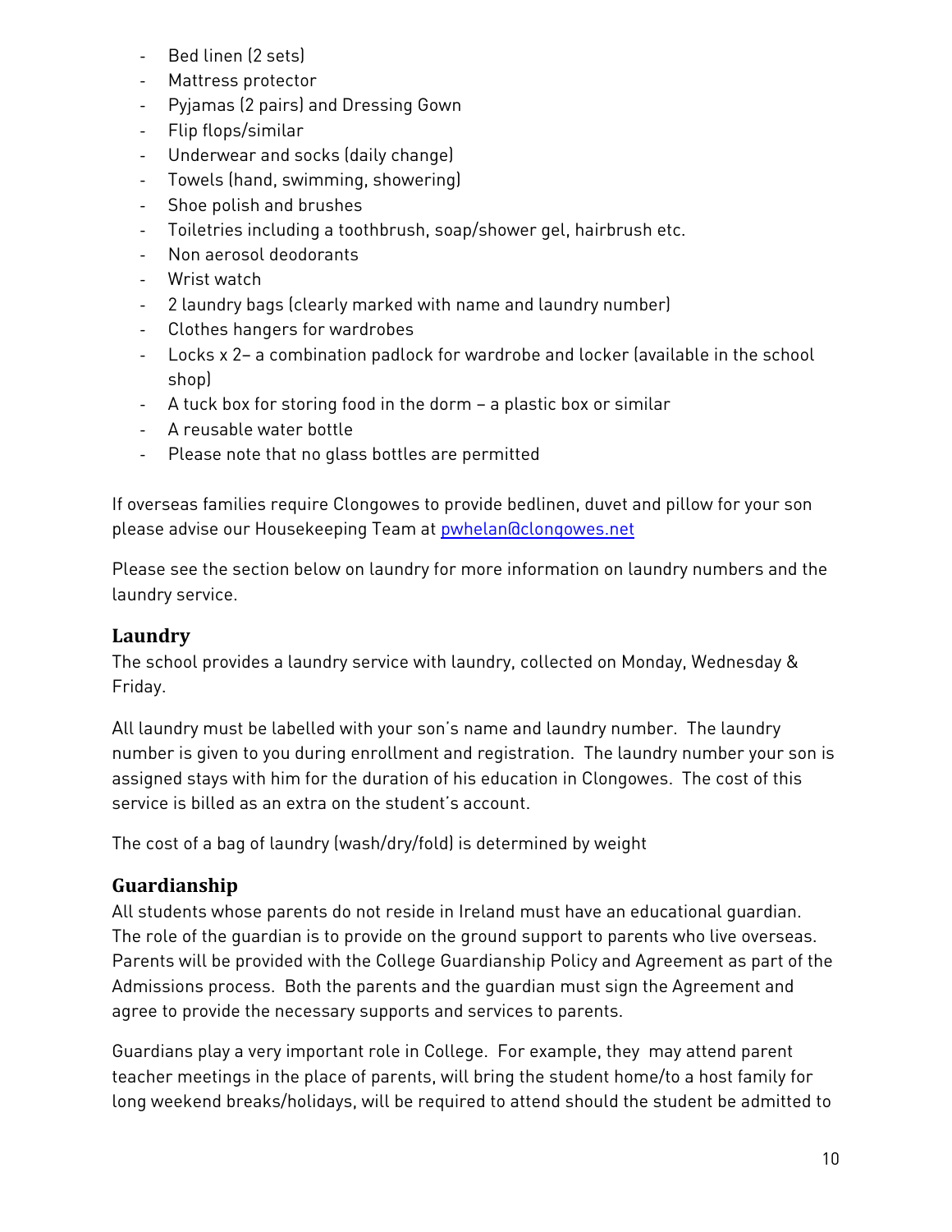- Bed linen (2 sets)
- Mattress protector
- Pyjamas (2 pairs) and Dressing Gown
- Flip flops/similar
- Underwear and socks (daily change)
- Towels (hand, swimming, showering)
- Shoe polish and brushes
- Toiletries including a toothbrush, soap/shower gel, hairbrush etc.
- Non aerosol deodorants
- Wrist watch
- 2 laundry bags (clearly marked with name and laundry number)
- Clothes hangers for wardrobes
- Locks x 2– a combination padlock for wardrobe and locker (available in the school shop)
- A tuck box for storing food in the dorm – a plastic box or similar
- A reusable water bottle
- Please note that no glass bottles are permitted

If overseas families require Clongowes to provide bedlinen, duvet and pillow for your son please advise our Housekeeping Team at pwhelan@clongowes.net

Please see the section below on laundry for more information on laundry numbers and the laundry service.

## Laundry

The school provides a laundry service with laundry, collected on Monday, Wednesday & Friday.

All laundry must be labelled with your son's name and laundry number. The laundry number is given to you during enrollment and registration. The laundry number your son is assigned stays with him for the duration of his education in Clongowes. The cost of this service is billed as an extra on the student's account.

The cost of a bag of laundry (wash/dry/fold) is determined by weight

## Guardianship

All students whose parents do not reside in Ireland must have an educational guardian. The role of the guardian is to provide on the ground support to parents who live overseas. Parents will be provided with the College Guardianship Policy and Agreement as part of the Admissions process. Both the parents and the guardian must sign the Agreement and agree to provide the necessary supports and services to parents.

Guardians play a very important role in College. For example, they may attend parent teacher meetings in the place of parents, will bring the student home/to a host family for long weekend breaks/holidays, will be required to attend should the student be admitted to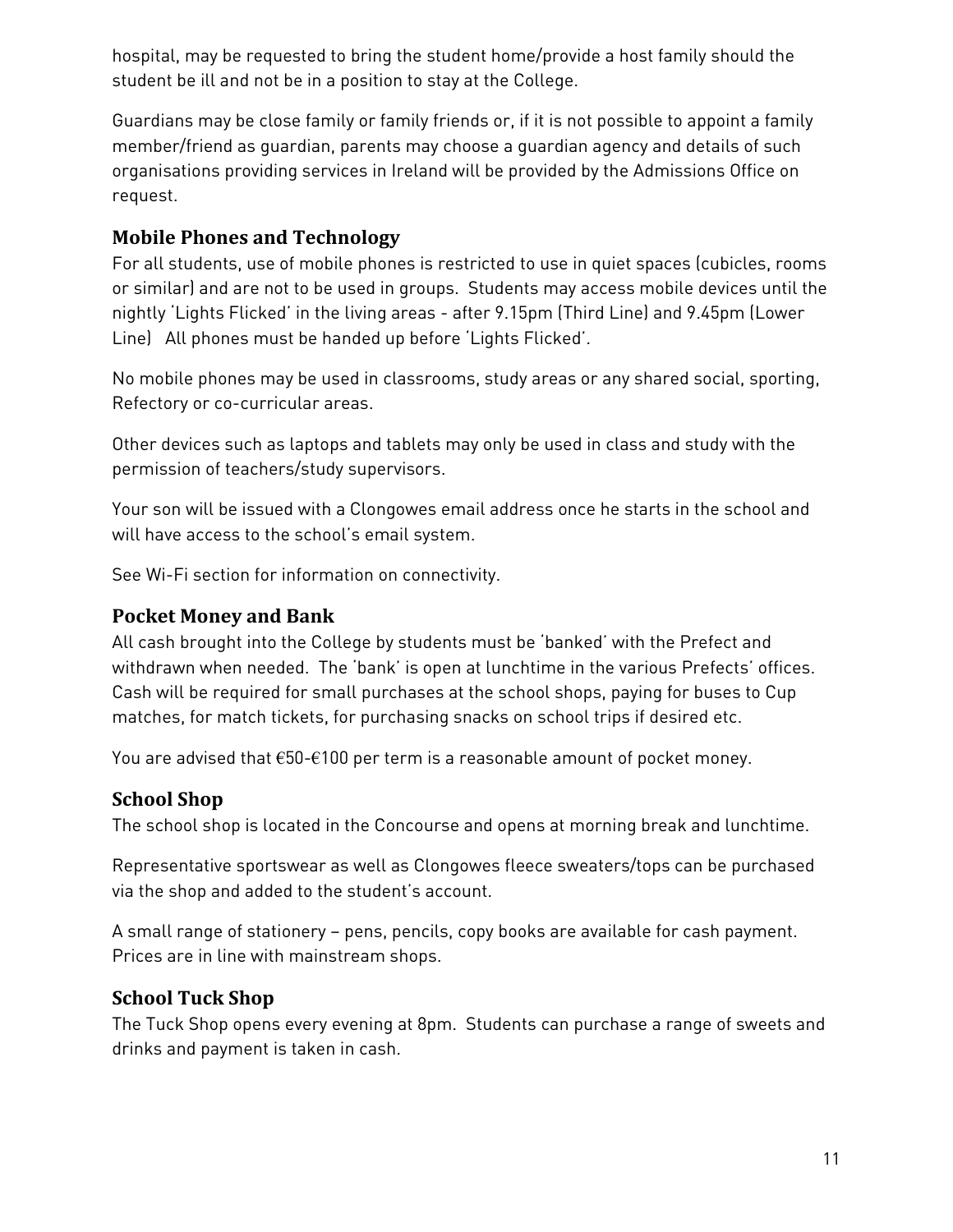hospital, may be requested to bring the student home/provide a host family should the student be ill and not be in a position to stay at the College.

Guardians may be close family or family friends or, if it is not possible to appoint a family member/friend as guardian, parents may choose a guardian agency and details of such organisations providing services in Ireland will be provided by the Admissions Office on request.

## Mobile Phones and Technology

For all students, use of mobile phones is restricted to use in quiet spaces (cubicles, rooms or similar) and are not to be used in groups. Students may access mobile devices until the nightly 'Lights Flicked' in the living areas - after 9.15pm (Third Line) and 9.45pm (Lower Line) All phones must be handed up before 'Lights Flicked'.

No mobile phones may be used in classrooms, study areas or any shared social, sporting, Refectory or co-curricular areas.

Other devices such as laptops and tablets may only be used in class and study with the permission of teachers/study supervisors.

Your son will be issued with a Clongowes email address once he starts in the school and will have access to the school's email system.

See Wi-Fi section for information on connectivity.

## Pocket Money and Bank

All cash brought into the College by students must be 'banked' with the Prefect and withdrawn when needed. The 'bank' is open at lunchtime in the various Prefects' offices. Cash will be required for small purchases at the school shops, paying for buses to Cup matches, for match tickets, for purchasing snacks on school trips if desired etc.

You are advised that €50-€100 per term is a reasonable amount of pocket money.

## School Shop

The school shop is located in the Concourse and opens at morning break and lunchtime.

Representative sportswear as well as Clongowes fleece sweaters/tops can be purchased via the shop and added to the student's account.

A small range of stationery – pens, pencils, copy books are available for cash payment. Prices are in line with mainstream shops.

## School Tuck Shop

The Tuck Shop opens every evening at 8pm. Students can purchase a range of sweets and drinks and payment is taken in cash.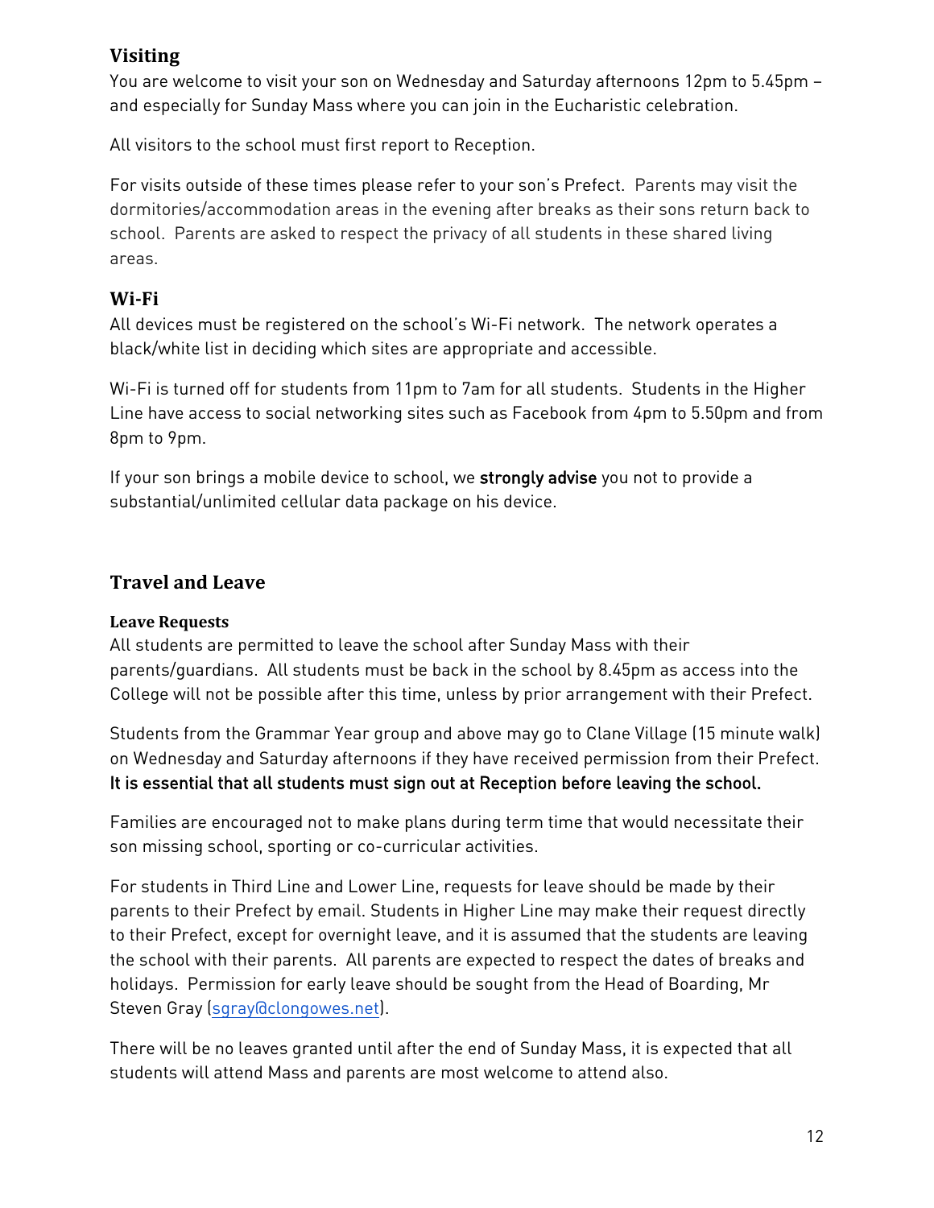## Visiting

You are welcome to visit your son on Wednesday and Saturday afternoons 12pm to 5.45pm – and especially for Sunday Mass where you can join in the Eucharistic celebration.

All visitors to the school must first report to Reception.

For visits outside of these times please refer to your son's Prefect. Parents may visit the dormitories/accommodation areas in the evening after breaks as their sons return back to school. Parents are asked to respect the privacy of all students in these shared living areas.

## Wi-Fi

All devices must be registered on the school's Wi-Fi network. The network operates a black/white list in deciding which sites are appropriate and accessible.

Wi-Fi is turned off for students from 11pm to 7am for all students. Students in the Higher Line have access to social networking sites such as Facebook from 4pm to 5.50pm and from 8pm to 9pm.

If your son brings a mobile device to school, we **strongly advise** you not to provide a substantial/unlimited cellular data package on his device.

## Travel and Leave

### Leave Requests

All students are permitted to leave the school after Sunday Mass with their parents/guardians. All students must be back in the school by 8.45pm as access into the College will not be possible after this time, unless by prior arrangement with their Prefect.

Students from the Grammar Year group and above may go to Clane Village (15 minute walk) on Wednesday and Saturday afternoons if they have received permission from their Prefect. **It is essential that all students must sign out at Reception before leaving the school.**

Families are encouraged not to make plans during term time that would necessitate their son missing school, sporting or co-curricular activities.

For students in Third Line and Lower Line, requests for leave should be made by their parents to their Prefect by email. Students in Higher Line may make their request directly to their Prefect, except for overnight leave, and it is assumed that the students are leaving the school with their parents. All parents are expected to respect the dates of breaks and holidays. Permission for early leave should be sought from the Head of Boarding, Mr Steven Gray (sgray@clongowes.net).

There will be no leaves granted until after the end of Sunday Mass, it is expected that all students will attend Mass and parents are most welcome to attend also.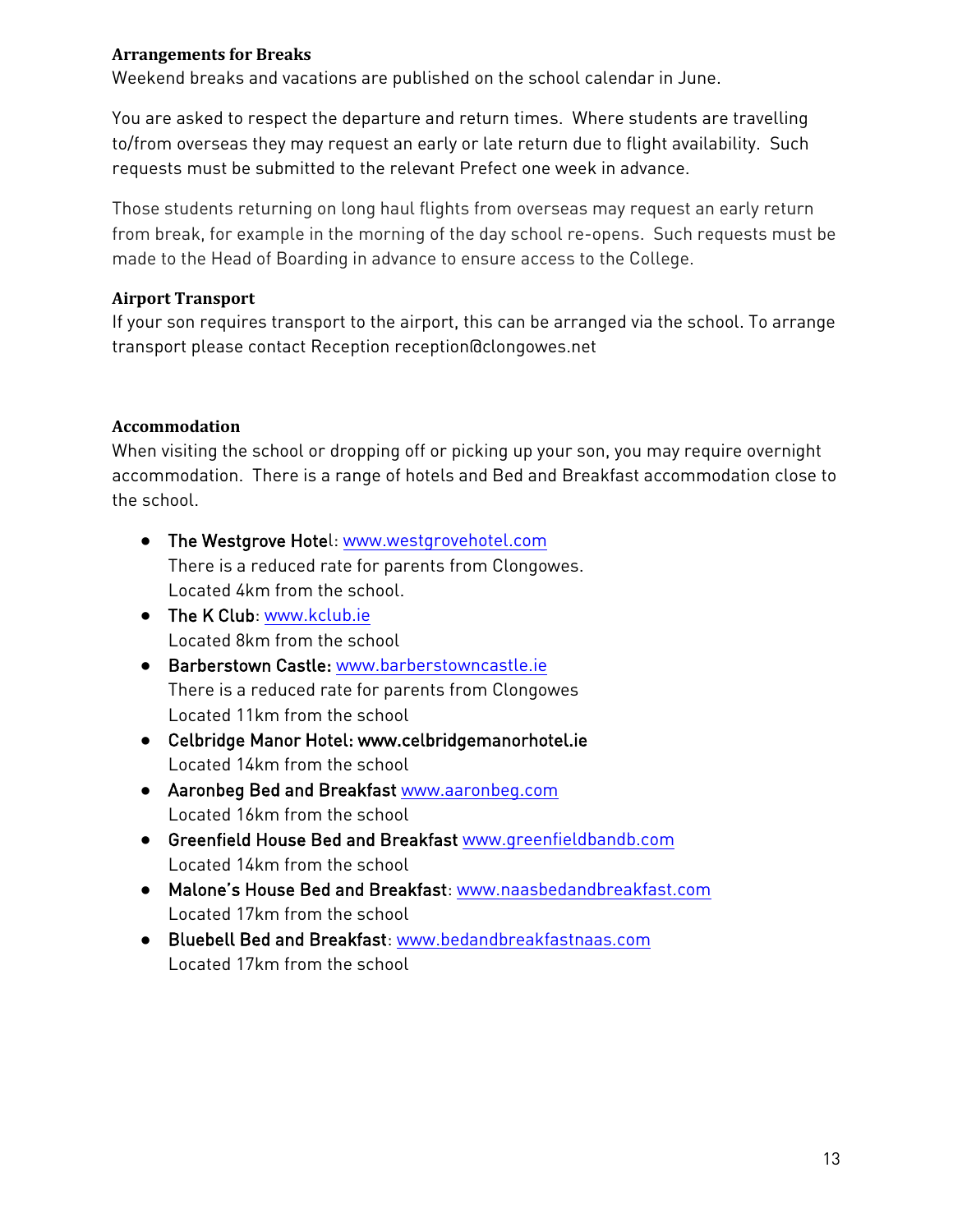### Arrangements for Breaks

Weekend breaks and vacations are published on the school calendar in June.

You are asked to respect the departure and return times. Where students are travelling to/from overseas they may request an early or late return due to flight availability. Such requests must be submitted to the relevant Prefect one week in advance.

Those students returning on long haul flights from overseas may request an early return from break, for example in the morning of the day school re-opens. Such requests must be made to the Head of Boarding in advance to ensure access to the College.

### Airport Transport

If your son requires transport to the airport, this can be arranged via the school. To arrange transport please contact Reception reception@clongowes.net

### Accommodation

When visiting the school or dropping off or picking up your son, you may require overnight accommodation. There is a range of hotels and Bed and Breakfast accommodation close to the school.

- **The Westgrove Hotel**: www.westgrovehotel.com
  There is a reduced rate for parents from Clongowes.
  Located 4km from the school.
- **The K Club**: www.kclub.ie
  Located 8km from the school
- **Barberstown Castle:** www.barberstowncastle.ie
  There is a reduced rate for parents from Clongowes
  Located 11km from the school
- **Celbridge Manor Hotel: www.celbridgemanorhotel.ie**
  Located 14km from the school
- **Aaronbeg Bed and Breakfast** www.aaronbeg.com
  Located 16km from the school
- **Greenfield House Bed and Breakfast** www.greenfieldbandb.com
  Located 14km from the school
- **Malone's House Bed and Breakfast**: www.naasbedandbreakfast.com
  Located 17km from the school
- **Bluebell Bed and Breakfast**: www.bedandbreakfastnaas.com
  Located 17km from the school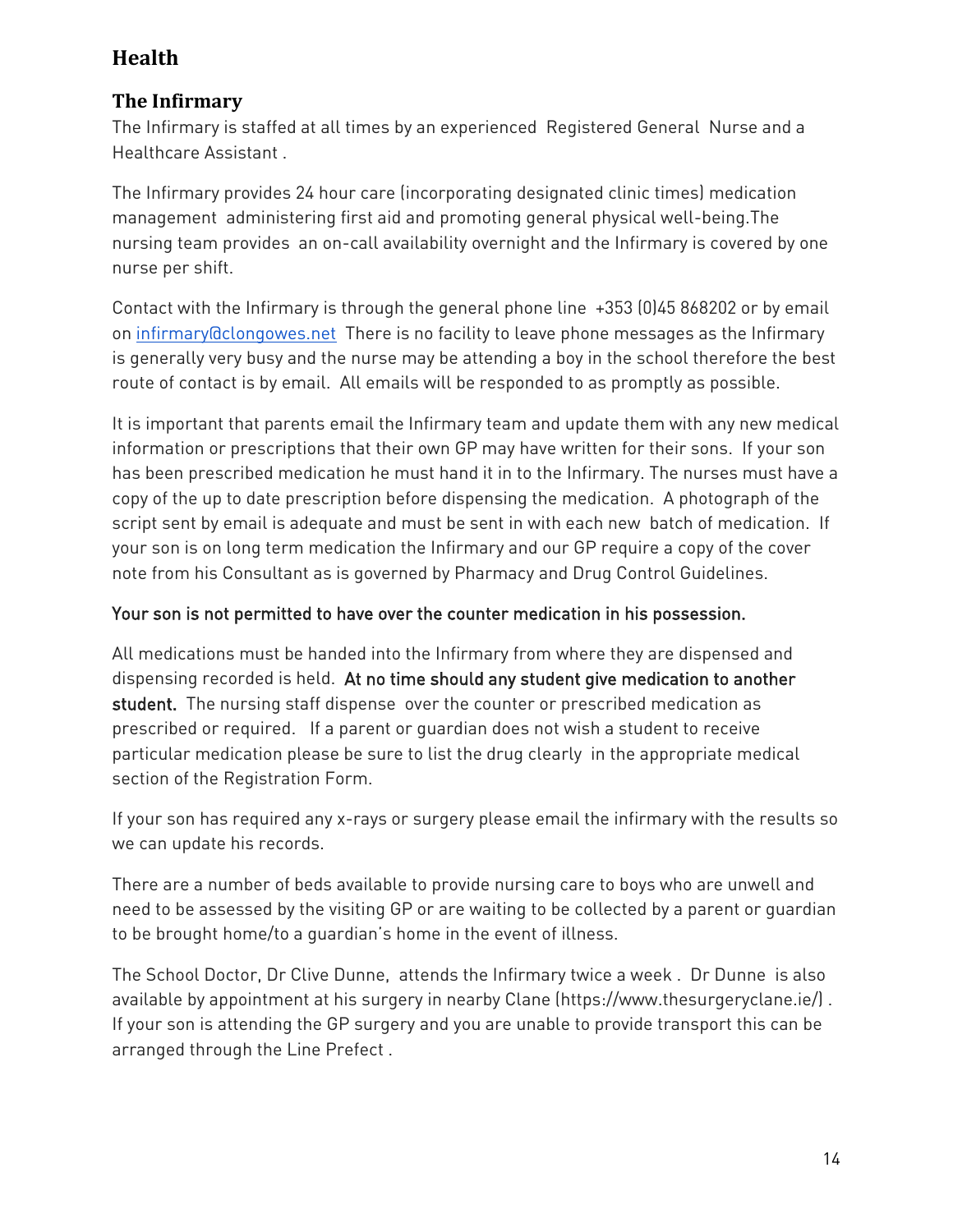# Health

## The Infirmary

The Infirmary is staffed at all times by an experienced Registered General Nurse and a Healthcare Assistant .

The Infirmary provides 24 hour care (incorporating designated clinic times) medication management administering first aid and promoting general physical well-being.The nursing team provides an on-call availability overnight and the Infirmary is covered by one nurse per shift.

Contact with the Infirmary is through the general phone line +353 (0)45 868202 or by email on infirmary@clongowes.net There is no facility to leave phone messages as the Infirmary is generally very busy and the nurse may be attending a boy in the school therefore the best route of contact is by email. All emails will be responded to as promptly as possible.

It is important that parents email the Infirmary team and update them with any new medical information or prescriptions that their own GP may have written for their sons. If your son has been prescribed medication he must hand it in to the Infirmary. The nurses must have a copy of the up to date prescription before dispensing the medication. A photograph of the script sent by email is adequate and must be sent in with each new batch of medication. If your son is on long term medication the Infirmary and our GP require a copy of the cover note from his Consultant as is governed by Pharmacy and Drug Control Guidelines.

**Your son is not permitted to have over the counter medication in his possession.**

All medications must be handed into the Infirmary from where they are dispensed and dispensing recorded is held. **At no time should any student give medication to another student.** The nursing staff dispense over the counter or prescribed medication as prescribed or required. If a parent or guardian does not wish a student to receive particular medication please be sure to list the drug clearly in the appropriate medical section of the Registration Form.

If your son has required any x-rays or surgery please email the infirmary with the results so we can update his records.

There are a number of beds available to provide nursing care to boys who are unwell and need to be assessed by the visiting GP or are waiting to be collected by a parent or guardian to be brought home/to a guardian's home in the event of illness.

The School Doctor, Dr Clive Dunne, attends the Infirmary twice a week . Dr Dunne is also available by appointment at his surgery in nearby Clane (https://www.thesurgeryclane.ie/) . If your son is attending the GP surgery and you are unable to provide transport this can be arranged through the Line Prefect .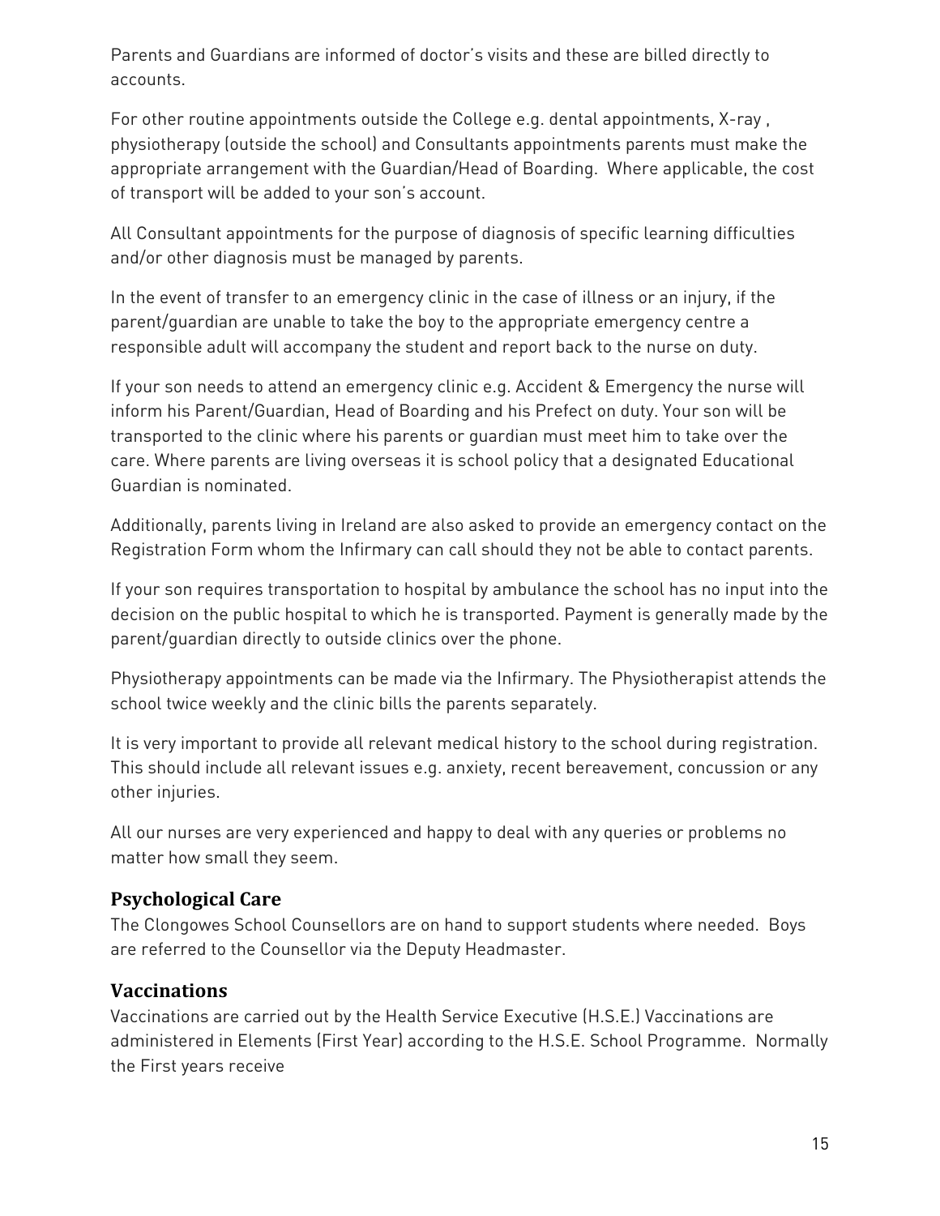Parents and Guardians are informed of doctor's visits and these are billed directly to accounts.

For other routine appointments outside the College e.g. dental appointments, X-ray , physiotherapy (outside the school) and Consultants appointments parents must make the appropriate arrangement with the Guardian/Head of Boarding. Where applicable, the cost of transport will be added to your son's account.

All Consultant appointments for the purpose of diagnosis of specific learning difficulties and/or other diagnosis must be managed by parents.

In the event of transfer to an emergency clinic in the case of illness or an injury, if the parent/guardian are unable to take the boy to the appropriate emergency centre a responsible adult will accompany the student and report back to the nurse on duty.

If your son needs to attend an emergency clinic e.g. Accident & Emergency the nurse will inform his Parent/Guardian, Head of Boarding and his Prefect on duty. Your son will be transported to the clinic where his parents or guardian must meet him to take over the care. Where parents are living overseas it is school policy that a designated Educational Guardian is nominated.

Additionally, parents living in Ireland are also asked to provide an emergency contact on the Registration Form whom the Infirmary can call should they not be able to contact parents.

If your son requires transportation to hospital by ambulance the school has no input into the decision on the public hospital to which he is transported. Payment is generally made by the parent/guardian directly to outside clinics over the phone.

Physiotherapy appointments can be made via the Infirmary. The Physiotherapist attends the school twice weekly and the clinic bills the parents separately.

It is very important to provide all relevant medical history to the school during registration. This should include all relevant issues e.g. anxiety, recent bereavement, concussion or any other injuries.

All our nurses are very experienced and happy to deal with any queries or problems no matter how small they seem.

## Psychological Care

The Clongowes School Counsellors are on hand to support students where needed. Boys are referred to the Counsellor via the Deputy Headmaster.

## Vaccinations

Vaccinations are carried out by the Health Service Executive (H.S.E.) Vaccinations are administered in Elements (First Year) according to the H.S.E. School Programme. Normally the First years receive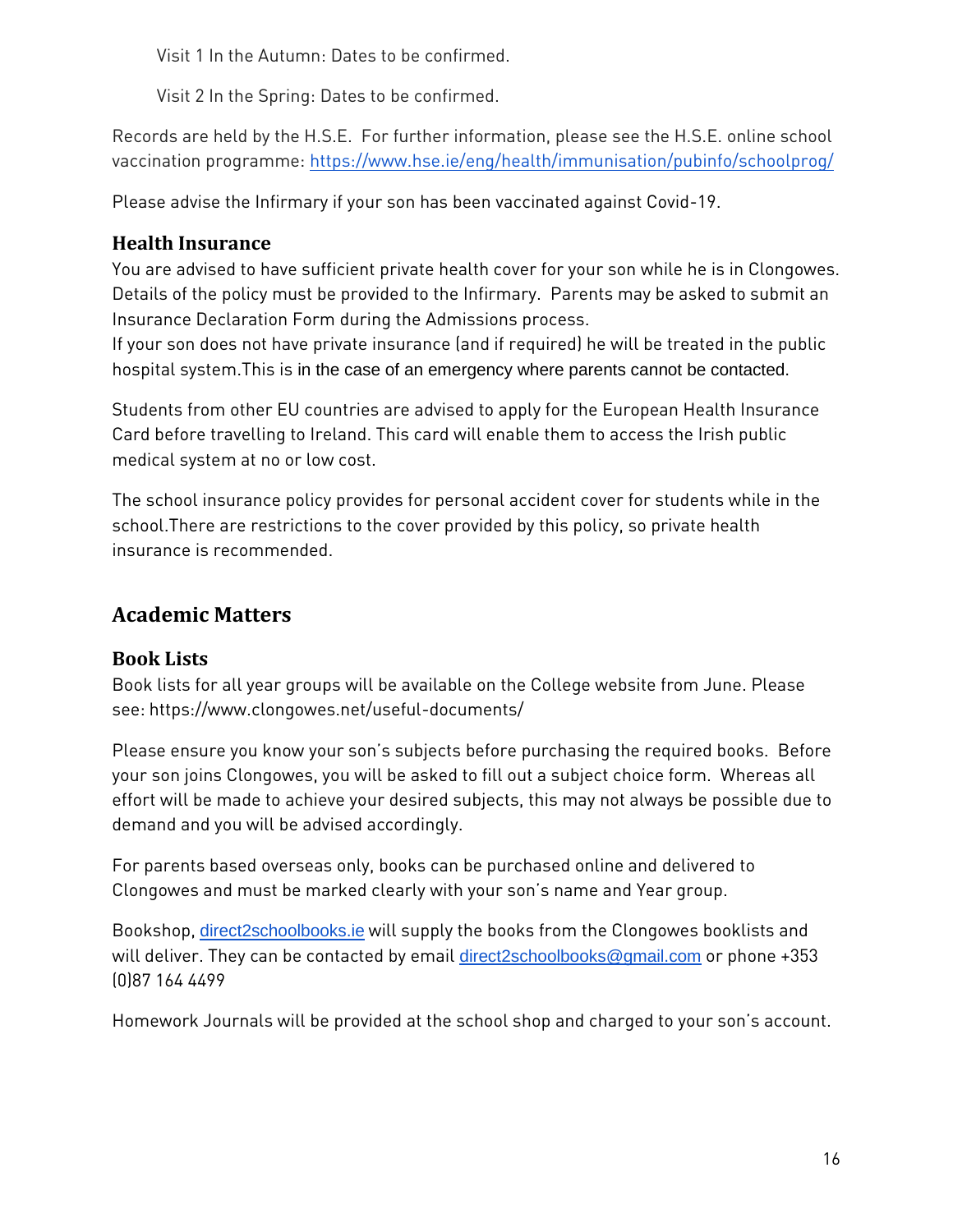Visit 1 In the Autumn: Dates to be confirmed.

Visit 2 In the Spring: Dates to be confirmed.

Records are held by the H.S.E. For further information, please see the H.S.E. online school vaccination programme: https://www.hse.ie/eng/health/immunisation/pubinfo/schoolprog/

Please advise the Infirmary if your son has been vaccinated against Covid-19.

### Health Insurance

You are advised to have sufficient private health cover for your son while he is in Clongowes. Details of the policy must be provided to the Infirmary. Parents may be asked to submit an Insurance Declaration Form during the Admissions process.
If your son does not have private insurance (and if required) he will be treated in the public hospital system.This is in the case of an emergency where parents cannot be contacted.

Students from other EU countries are advised to apply for the European Health Insurance Card before travelling to Ireland. This card will enable them to access the Irish public medical system at no or low cost.

The school insurance policy provides for personal accident cover for students while in the school.There are restrictions to the cover provided by this policy, so private health insurance is recommended.

## Academic Matters

### Book Lists

Book lists for all year groups will be available on the College website from June. Please see: https://www.clongowes.net/useful-documents/

Please ensure you know your son's subjects before purchasing the required books. Before your son joins Clongowes, you will be asked to fill out a subject choice form. Whereas all effort will be made to achieve your desired subjects, this may not always be possible due to demand and you will be advised accordingly.

For parents based overseas only, books can be purchased online and delivered to Clongowes and must be marked clearly with your son's name and Year group.

Bookshop, direct2schoolbooks.ie will supply the books from the Clongowes booklists and will deliver. They can be contacted by email direct2schoolbooks@gmail.com or phone +353 (0)87 164 4499

Homework Journals will be provided at the school shop and charged to your son's account.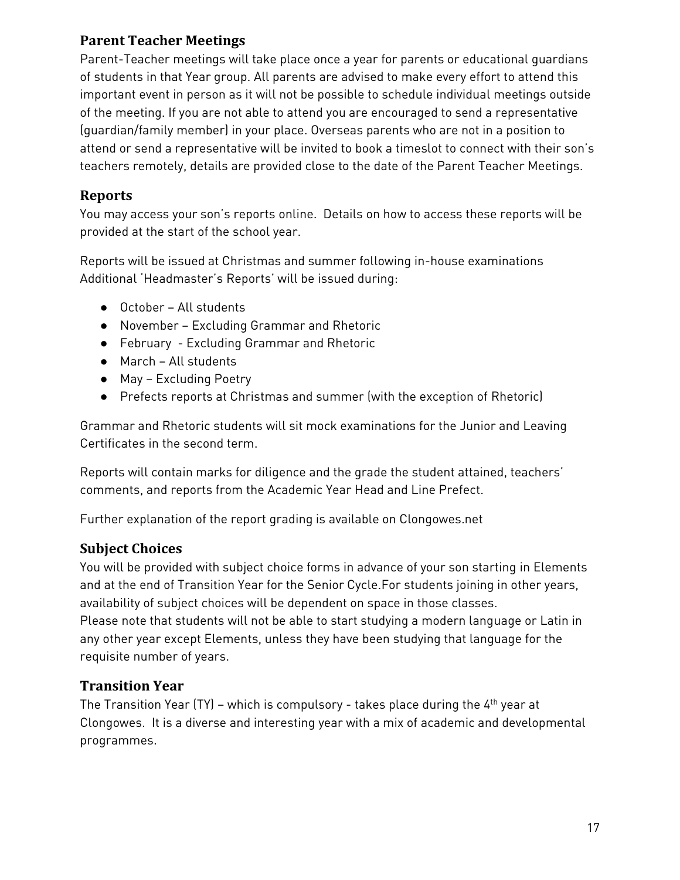## Parent Teacher Meetings

Parent-Teacher meetings will take place once a year for parents or educational guardians of students in that Year group. All parents are advised to make every effort to attend this important event in person as it will not be possible to schedule individual meetings outside of the meeting. If you are not able to attend you are encouraged to send a representative (guardian/family member) in your place. Overseas parents who are not in a position to attend or send a representative will be invited to book a timeslot to connect with their son's teachers remotely, details are provided close to the date of the Parent Teacher Meetings.

## Reports

You may access your son's reports online. Details on how to access these reports will be provided at the start of the school year.

Reports will be issued at Christmas and summer following in-house examinations Additional 'Headmaster's Reports' will be issued during:

- October – All students
- November – Excluding Grammar and Rhetoric
- February - Excluding Grammar and Rhetoric
- March – All students
- May – Excluding Poetry
- Prefects reports at Christmas and summer (with the exception of Rhetoric)

Grammar and Rhetoric students will sit mock examinations for the Junior and Leaving Certificates in the second term.

Reports will contain marks for diligence and the grade the student attained, teachers' comments, and reports from the Academic Year Head and Line Prefect.

Further explanation of the report grading is available on Clongowes.net

## Subject Choices

You will be provided with subject choice forms in advance of your son starting in Elements and at the end of Transition Year for the Senior Cycle.For students joining in other years, availability of subject choices will be dependent on space in those classes.
Please note that students will not be able to start studying a modern language or Latin in any other year except Elements, unless they have been studying that language for the requisite number of years.

## Transition Year

The Transition Year (TY) – which is compulsory - takes place during the 4th year at Clongowes. It is a diverse and interesting year with a mix of academic and developmental programmes.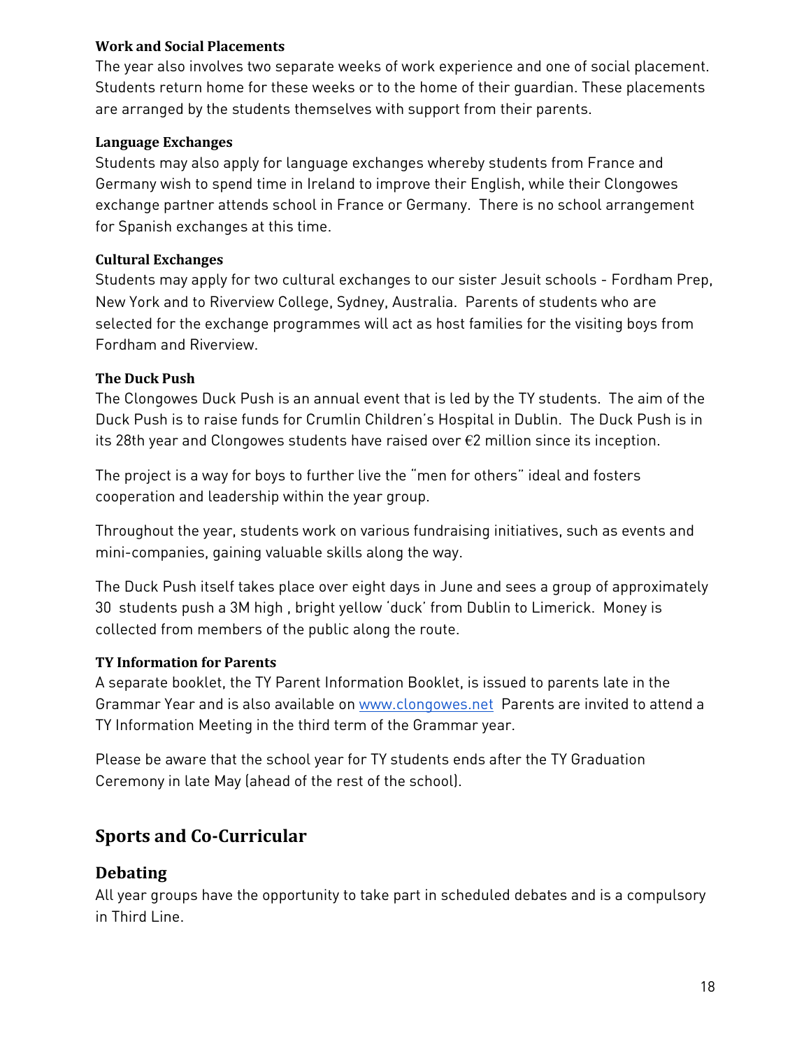#### Work and Social Placements

The year also involves two separate weeks of work experience and one of social placement. Students return home for these weeks or to the home of their guardian. These placements are arranged by the students themselves with support from their parents.

#### Language Exchanges

Students may also apply for language exchanges whereby students from France and Germany wish to spend time in Ireland to improve their English, while their Clongowes exchange partner attends school in France or Germany. There is no school arrangement for Spanish exchanges at this time.

#### Cultural Exchanges

Students may apply for two cultural exchanges to our sister Jesuit schools - Fordham Prep, New York and to Riverview College, Sydney, Australia. Parents of students who are selected for the exchange programmes will act as host families for the visiting boys from Fordham and Riverview.

#### The Duck Push

The Clongowes Duck Push is an annual event that is led by the TY students. The aim of the Duck Push is to raise funds for Crumlin Children's Hospital in Dublin. The Duck Push is in its 28th year and Clongowes students have raised over €2 million since its inception.

The project is a way for boys to further live the "men for others" ideal and fosters cooperation and leadership within the year group.

Throughout the year, students work on various fundraising initiatives, such as events and mini-companies, gaining valuable skills along the way.

The Duck Push itself takes place over eight days in June and sees a group of approximately 30 students push a 3M high , bright yellow 'duck' from Dublin to Limerick. Money is collected from members of the public along the route.

#### TY Information for Parents

A separate booklet, the TY Parent Information Booklet, is issued to parents late in the Grammar Year and is also available on www.clongowes.net Parents are invited to attend a TY Information Meeting in the third term of the Grammar year.

Please be aware that the school year for TY students ends after the TY Graduation Ceremony in late May (ahead of the rest of the school).

## Sports and Co-Curricular

### Debating

All year groups have the opportunity to take part in scheduled debates and is a compulsory in Third Line.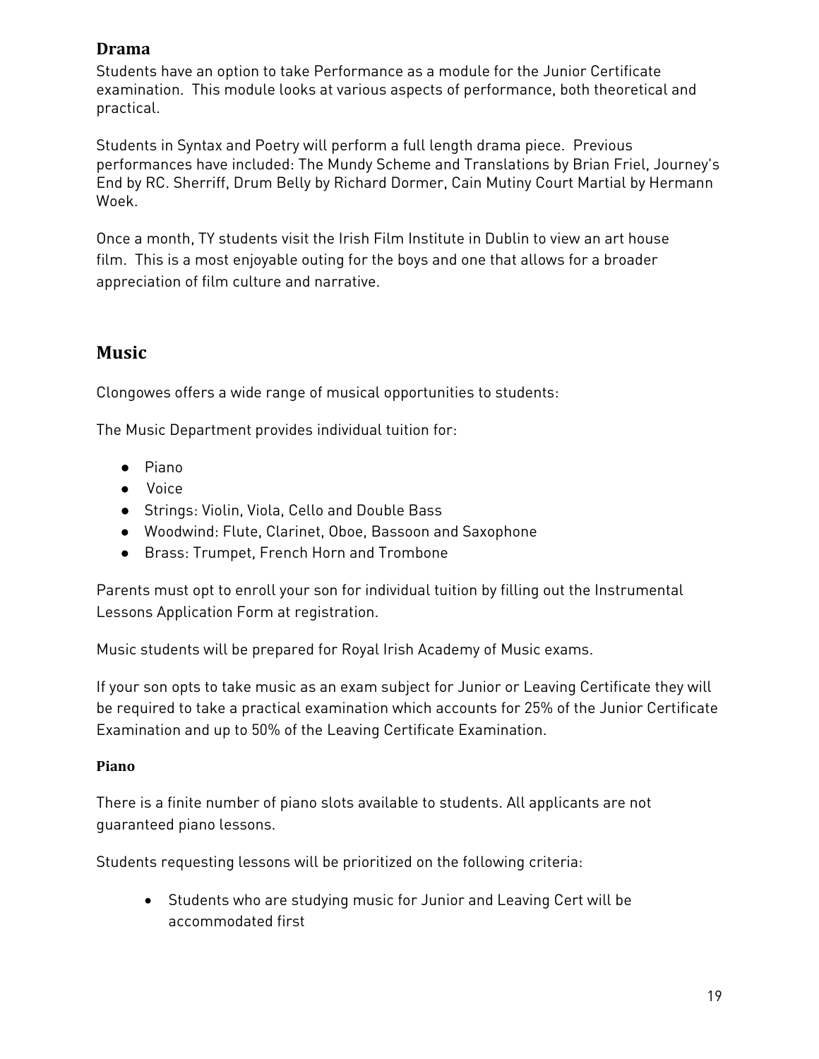## Drama

Students have an option to take Performance as a module for the Junior Certificate examination. This module looks at various aspects of performance, both theoretical and practical.

Students in Syntax and Poetry will perform a full length drama piece. Previous performances have included: The Mundy Scheme and Translations by Brian Friel, Journey's End by RC. Sherriff, Drum Belly by Richard Dormer, Cain Mutiny Court Martial by Hermann Woek.

Once a month, TY students visit the Irish Film Institute in Dublin to view an art house film. This is a most enjoyable outing for the boys and one that allows for a broader appreciation of film culture and narrative.

## Music

Clongowes offers a wide range of musical opportunities to students:

The Music Department provides individual tuition for:

- Piano
- Voice
- Strings: Violin, Viola, Cello and Double Bass
- Woodwind: Flute, Clarinet, Oboe, Bassoon and Saxophone
- Brass: Trumpet, French Horn and Trombone

Parents must opt to enroll your son for individual tuition by filling out the Instrumental Lessons Application Form at registration.

Music students will be prepared for Royal Irish Academy of Music exams.

If your son opts to take music as an exam subject for Junior or Leaving Certificate they will be required to take a practical examination which accounts for 25% of the Junior Certificate Examination and up to 50% of the Leaving Certificate Examination.

### Piano

There is a finite number of piano slots available to students. All applicants are not guaranteed piano lessons.

Students requesting lessons will be prioritized on the following criteria:

- Students who are studying music for Junior and Leaving Cert will be accommodated first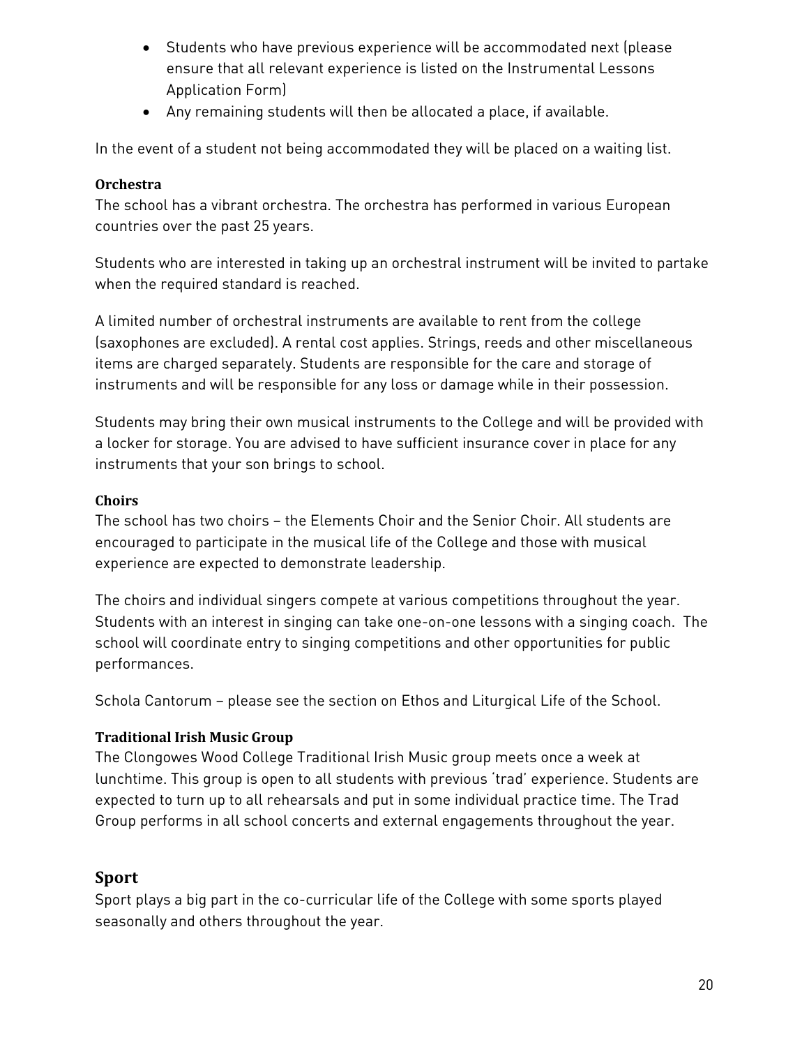- Students who have previous experience will be accommodated next (please ensure that all relevant experience is listed on the Instrumental Lessons Application Form)
- Any remaining students will then be allocated a place, if available.

In the event of a student not being accommodated they will be placed on a waiting list.

### Orchestra

The school has a vibrant orchestra. The orchestra has performed in various European countries over the past 25 years.

Students who are interested in taking up an orchestral instrument will be invited to partake when the required standard is reached.

A limited number of orchestral instruments are available to rent from the college (saxophones are excluded). A rental cost applies. Strings, reeds and other miscellaneous items are charged separately. Students are responsible for the care and storage of instruments and will be responsible for any loss or damage while in their possession.

Students may bring their own musical instruments to the College and will be provided with a locker for storage. You are advised to have sufficient insurance cover in place for any instruments that your son brings to school.

### Choirs

The school has two choirs – the Elements Choir and the Senior Choir. All students are encouraged to participate in the musical life of the College and those with musical experience are expected to demonstrate leadership.

The choirs and individual singers compete at various competitions throughout the year. Students with an interest in singing can take one-on-one lessons with a singing coach. The school will coordinate entry to singing competitions and other opportunities for public performances.

Schola Cantorum – please see the section on Ethos and Liturgical Life of the School.

### Traditional Irish Music Group

The Clongowes Wood College Traditional Irish Music group meets once a week at lunchtime. This group is open to all students with previous 'trad' experience. Students are expected to turn up to all rehearsals and put in some individual practice time. The Trad Group performs in all school concerts and external engagements throughout the year.

## Sport

Sport plays a big part in the co-curricular life of the College with some sports played seasonally and others throughout the year.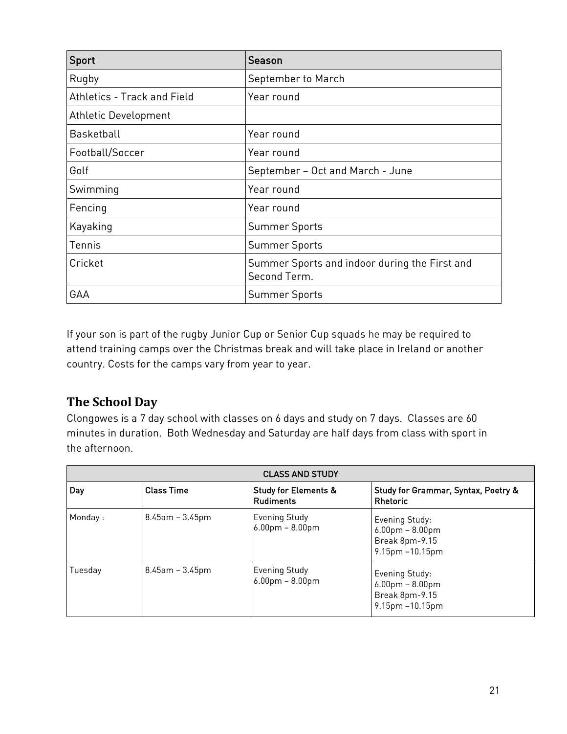| Sport | Season |
| --- | --- |
| Rugby | September to March |
| Athletics - Track and Field | Year round |
| Athletic Development | |
| Basketball | Year round |
| Football/Soccer | Year round |
| Golf | September – Oct and March - June |
| Swimming | Year round |
| Fencing | Year round |
| Kayaking | Summer Sports |
| Tennis | Summer Sports |
| Cricket | Summer Sports and indoor during the First and Second Term. |
| GAA | Summer Sports |

If your son is part of the rugby Junior Cup or Senior Cup squads he may be required to attend training camps over the Christmas break and will take place in Ireland or another country. Costs for the camps vary from year to year.

## The School Day

Clongowes is a 7 day school with classes on 6 days and study on 7 days. Classes are 60 minutes in duration. Both Wednesday and Saturday are half days from class with sport in the afternoon.

| CLASS AND STUDY | | | |
| --- | --- | --- | --- |
| Day | Class Time | Study for Elements & Rudiments | Study for Grammar, Syntax, Poetry & Rhetoric |
| Monday : | 8.45am – 3.45pm | Evening Study 6.00pm – 8.00pm | Evening Study: 6.00pm – 8.00pm Break 8pm-9.15 9.15pm –10.15pm |
| Tuesday | 8.45am – 3.45pm | Evening Study 6.00pm – 8.00pm | Evening Study: 6.00pm – 8.00pm Break 8pm-9.15 9.15pm –10.15pm |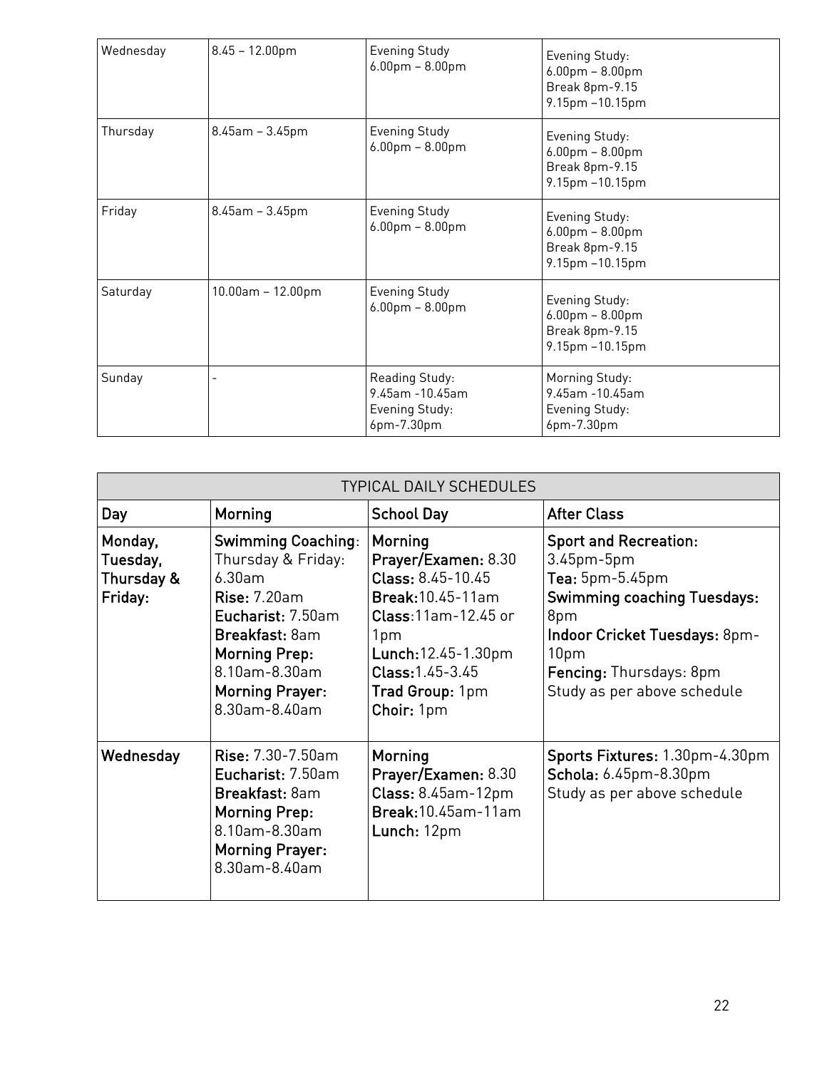| | | | |
|---|---|---|---|
| Wednesday | 8.45 – 12.00pm | Evening Study<br>6.00pm – 8.00pm | Evening Study:<br>6.00pm – 8.00pm<br>Break 8pm-9.15<br>9.15pm –10.15pm |
| Thursday | 8.45am – 3.45pm | Evening Study<br>6.00pm – 8.00pm | Evening Study:<br>6.00pm – 8.00pm<br>Break 8pm-9.15<br>9.15pm –10.15pm |
| Friday | 8.45am – 3.45pm | Evening Study<br>6.00pm – 8.00pm | Evening Study:<br>6.00pm – 8.00pm<br>Break 8pm-9.15<br>9.15pm –10.15pm |
| Saturday | 10.00am – 12.00pm | Evening Study<br>6.00pm – 8.00pm | Evening Study:<br>6.00pm – 8.00pm<br>Break 8pm-9.15<br>9.15pm –10.15pm |
| Sunday | - | Reading Study:<br>9.45am -10.45am<br>Evening Study:<br>6pm-7.30pm | Morning Study:<br>9.45am -10.45am<br>Evening Study:<br>6pm-7.30pm |

| TYPICAL DAILY SCHEDULES | | | |
|---|---|---|---|
| **Day** | **Morning** | **School Day** | **After Class** |
| **Monday, Tuesday, Thursday & Friday:** | **Swimming Coaching**: Thursday & Friday: 6.30am<br>**Rise:** 7.20am<br>**Eucharist:** 7.50am<br>**Breakfast:** 8am<br>**Morning Prep:** 8.10am-8.30am<br>**Morning Prayer:** 8.30am-8.40am | **Morning Prayer/Examen:** 8.30<br>**Class:** 8.45-10.45<br>**Break:**10.45-11am<br>**Class**:11am-12.45 or 1pm<br>**Lunch:**12.45-1.30pm<br>**Class:**1.45-3.45<br>**Trad Group:** 1pm<br>**Choir:** 1pm | **Sport and Recreation:** 3.45pm-5pm<br>**Tea:** 5pm-5.45pm<br>**Swimming coaching Tuesdays:** 8pm<br>**Indoor Cricket Tuesdays:** 8pm-10pm<br>**Fencing:** Thursdays: 8pm<br>Study as per above schedule |
| **Wednesday** | **Rise:** 7.30-7.50am<br>**Eucharist:** 7.50am<br>**Breakfast:** 8am<br>**Morning Prep:** 8.10am-8.30am<br>**Morning Prayer:** 8.30am-8.40am | **Morning Prayer/Examen:** 8.30<br>**Class:** 8.45am-12pm<br>**Break:**10.45am-11am<br>**Lunch:** 12pm | **Sports Fixtures:** 1.30pm-4.30pm<br>**Schola:** 6.45pm-8.30pm<br>Study as per above schedule |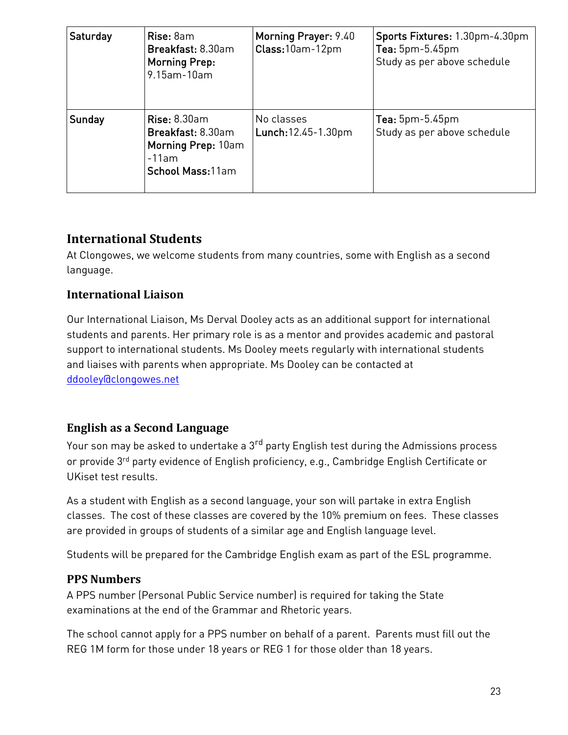| Saturday | **Rise:** 8am<br>**Breakfast:** 8.30am<br>**Morning Prep:** 9.15am-10am | **Morning Prayer:** 9.40<br>**Class:**10am-12pm | **Sports Fixtures:** 1.30pm-4.30pm<br>**Tea:** 5pm-5.45pm<br>Study as per above schedule |
|---|---|---|---|
| Sunday | **Rise:** 8.30am<br>**Breakfast:** 8.30am<br>**Morning Prep:** 10am -11am<br>**School Mass:**11am | No classes<br>**Lunch:**12.45-1.30pm | **Tea:** 5pm-5.45pm<br>Study as per above schedule |

## International Students

At Clongowes, we welcome students from many countries, some with English as a second language.

### International Liaison

Our International Liaison, Ms Derval Dooley acts as an additional support for international students and parents. Her primary role is as a mentor and provides academic and pastoral support to international students. Ms Dooley meets regularly with international students and liaises with parents when appropriate. Ms Dooley can be contacted at ddooley@clongowes.net

### English as a Second Language

Your son may be asked to undertake a 3rd party English test during the Admissions process or provide 3rd party evidence of English proficiency, e.g., Cambridge English Certificate or UKiset test results.

As a student with English as a second language, your son will partake in extra English classes. The cost of these classes are covered by the 10% premium on fees. These classes are provided in groups of students of a similar age and English language level.

Students will be prepared for the Cambridge English exam as part of the ESL programme.

### PPS Numbers

A PPS number (Personal Public Service number) is required for taking the State examinations at the end of the Grammar and Rhetoric years.

The school cannot apply for a PPS number on behalf of a parent. Parents must fill out the REG 1M form for those under 18 years or REG 1 for those older than 18 years.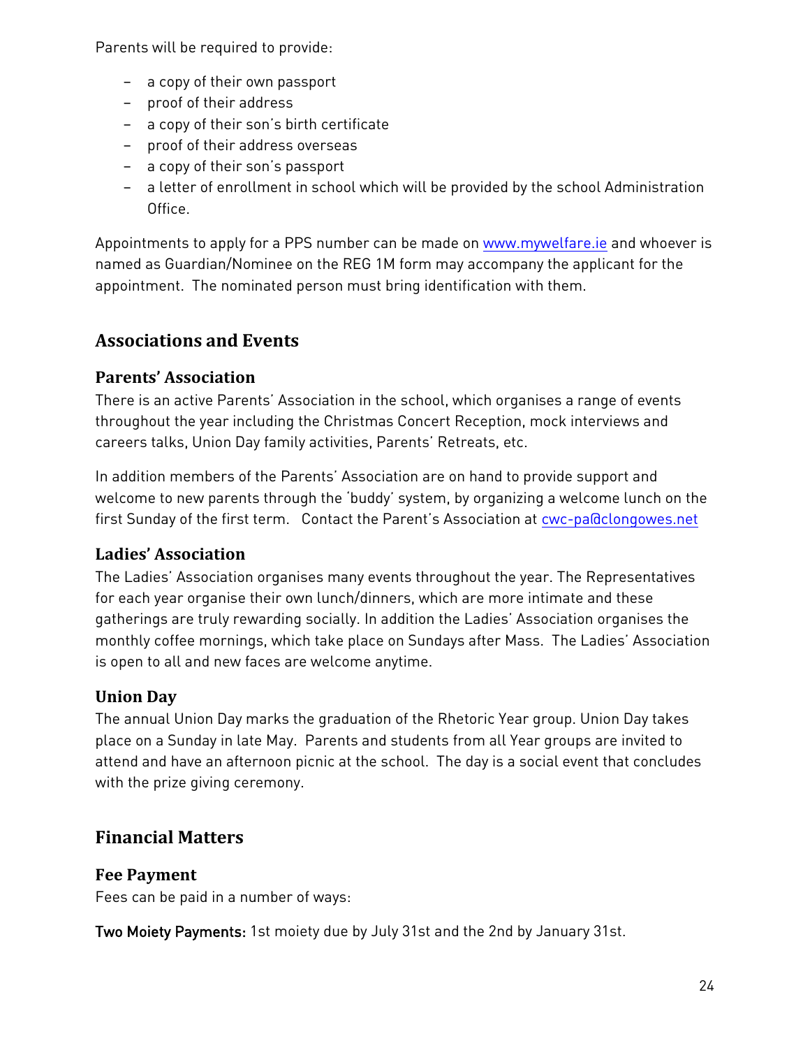Parents will be required to provide:

- a copy of their own passport
- proof of their address
- a copy of their son's birth certificate
- proof of their address overseas
- a copy of their son's passport
- a letter of enrollment in school which will be provided by the school Administration Office.

Appointments to apply for a PPS number can be made on www.mywelfare.ie and whoever is named as Guardian/Nominee on the REG 1M form may accompany the applicant for the appointment. The nominated person must bring identification with them.

## Associations and Events

### Parents' Association

There is an active Parents' Association in the school, which organises a range of events throughout the year including the Christmas Concert Reception, mock interviews and careers talks, Union Day family activities, Parents' Retreats, etc.

In addition members of the Parents' Association are on hand to provide support and welcome to new parents through the 'buddy' system, by organizing a welcome lunch on the first Sunday of the first term. Contact the Parent's Association at cwc-pa@clongowes.net

### Ladies' Association

The Ladies' Association organises many events throughout the year. The Representatives for each year organise their own lunch/dinners, which are more intimate and these gatherings are truly rewarding socially. In addition the Ladies' Association organises the monthly coffee mornings, which take place on Sundays after Mass. The Ladies' Association is open to all and new faces are welcome anytime.

### Union Day

The annual Union Day marks the graduation of the Rhetoric Year group. Union Day takes place on a Sunday in late May. Parents and students from all Year groups are invited to attend and have an afternoon picnic at the school. The day is a social event that concludes with the prize giving ceremony.

## Financial Matters

### Fee Payment

Fees can be paid in a number of ways:

**Two Moiety Payments:** 1st moiety due by July 31st and the 2nd by January 31st.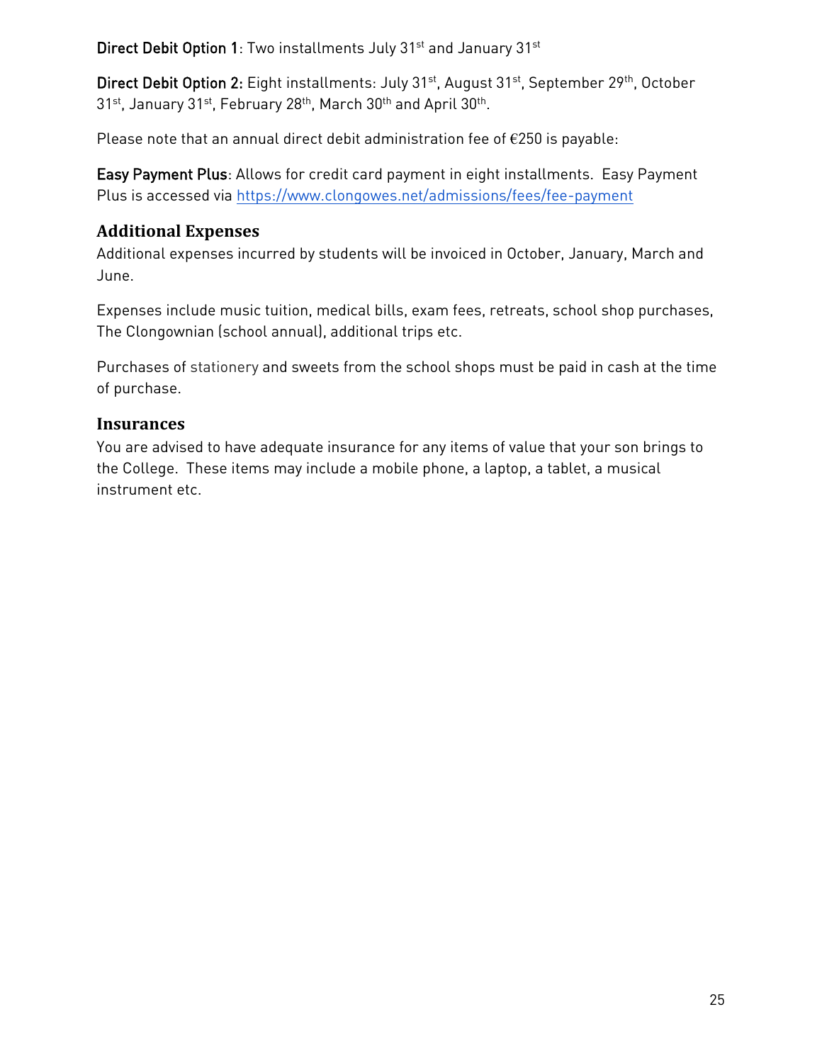**Direct Debit Option 1**: Two installments July 31st and January 31st

**Direct Debit Option 2:** Eight installments: July 31st, August 31st, September 29th, October 31st, January 31st, February 28th, March 30th and April 30th.

Please note that an annual direct debit administration fee of €250 is payable:

**Easy Payment Plus**: Allows for credit card payment in eight installments. Easy Payment Plus is accessed via https://www.clongowes.net/admissions/fees/fee-payment

### Additional Expenses

Additional expenses incurred by students will be invoiced in October, January, March and June.

Expenses include music tuition, medical bills, exam fees, retreats, school shop purchases, The Clongownian (school annual), additional trips etc.

Purchases of stationery and sweets from the school shops must be paid in cash at the time of purchase.

### Insurances

You are advised to have adequate insurance for any items of value that your son brings to the College. These items may include a mobile phone, a laptop, a tablet, a musical instrument etc.